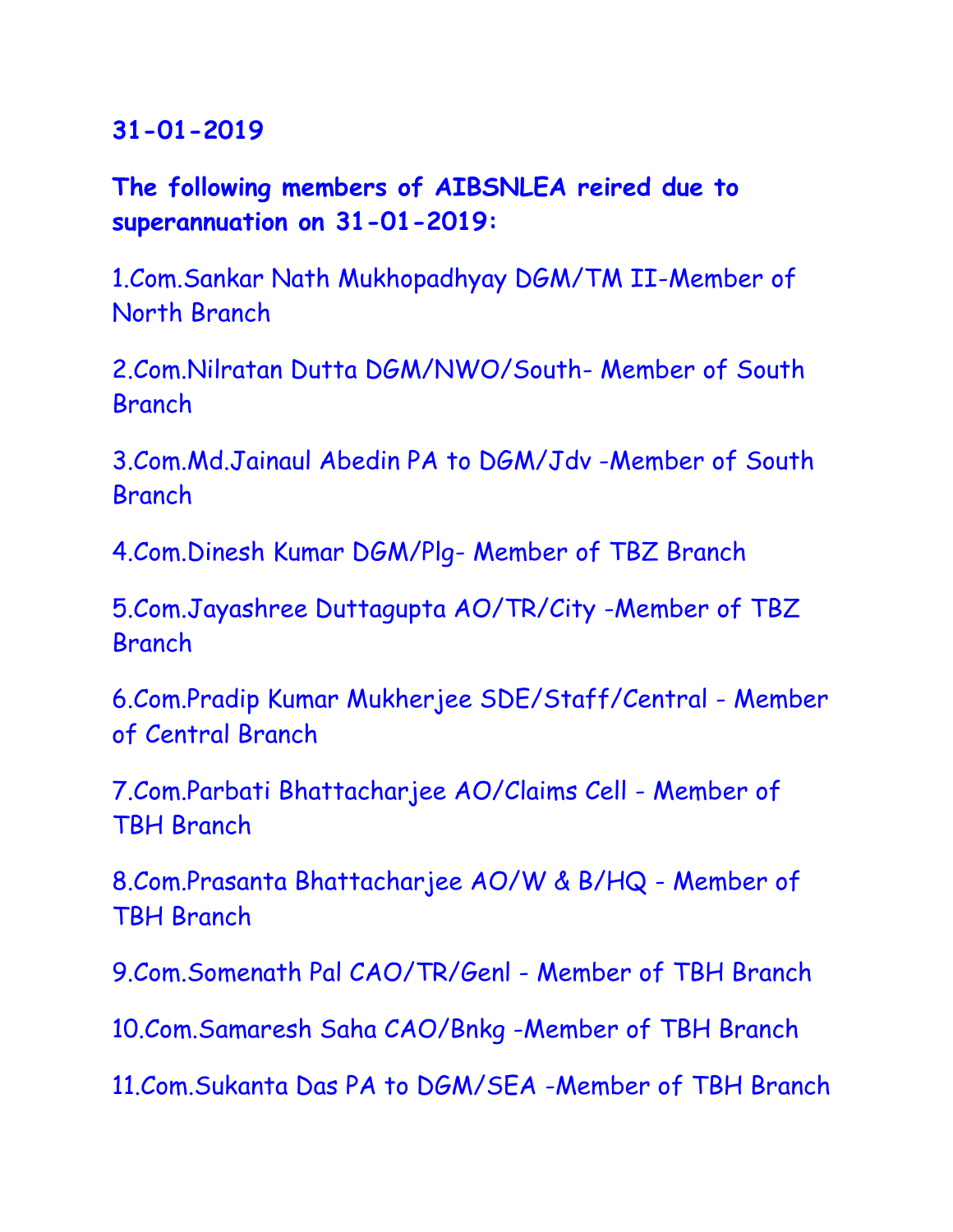**31-01-2019**

**The following members of AIBSNLEA reired due to superannuation on 31-01-2019:**

1.Com.Sankar Nath Mukhopadhyay DGM/TM II-Member of North Branch

2.Com.Nilratan Dutta DGM/NWO/South- Member of South Branch

3.Com.Md.Jainaul Abedin PA to DGM/Jdv -Member of South Branch

4.Com.Dinesh Kumar DGM/Plg- Member of TBZ Branch

5.Com.Jayashree Duttagupta AO/TR/City -Member of TBZ Branch

6.Com.Pradip Kumar Mukherjee SDE/Staff/Central - Member of Central Branch

7.Com.Parbati Bhattacharjee AO/Claims Cell - Member of TBH Branch

8.Com.Prasanta Bhattacharjee AO/W & B/HQ - Member of TBH Branch

9.Com.Somenath Pal CAO/TR/Genl - Member of TBH Branch

10.Com.Samaresh Saha CAO/Bnkg -Member of TBH Branch

11.Com.Sukanta Das PA to DGM/SEA -Member of TBH Branch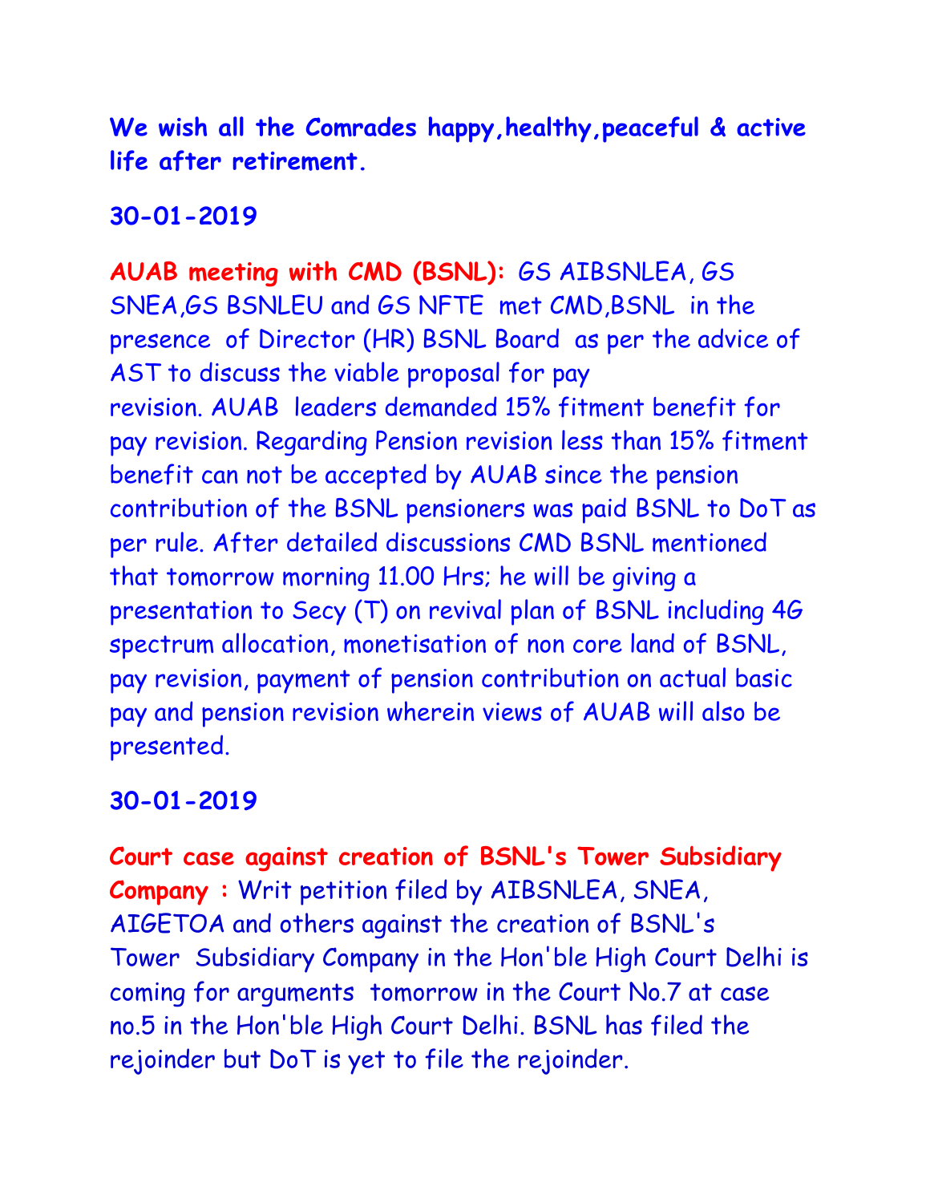**We wish all the Comrades happy,healthy,peaceful & active life after retirement.**

**30-01-2019**

**AUAB meeting with CMD (BSNL):** GS AIBSNLEA, GS SNEA,GS BSNLEU and GS NFTE met CMD,BSNL in the presence of Director (HR) BSNL Board as per the advice of AST to discuss the viable proposal for pay revision. AUAB leaders demanded 15% fitment benefit for pay revision. Regarding Pension revision less than 15% fitment benefit can not be accepted by AUAB since the pension contribution of the BSNL pensioners was paid BSNL to DoT as per rule. After detailed discussions CMD BSNL mentioned that tomorrow morning 11.00 Hrs; he will be giving a presentation to Secy (T) on revival plan of BSNL including 4G spectrum allocation, monetisation of non core land of BSNL, pay revision, payment of pension contribution on actual basic pay and pension revision wherein views of AUAB will also be presented.

**30-01-2019**

**Court case against creation of BSNL's Tower Subsidiary Company :** Writ petition filed by AIBSNLEA, SNEA, AIGETOA and others against the creation of BSNL's Tower Subsidiary Company in the Hon'ble High Court Delhi is coming for arguments tomorrow in the Court No.7 at case no.5 in the Hon'ble High Court Delhi. BSNL has filed the rejoinder but DoT is yet to file the rejoinder.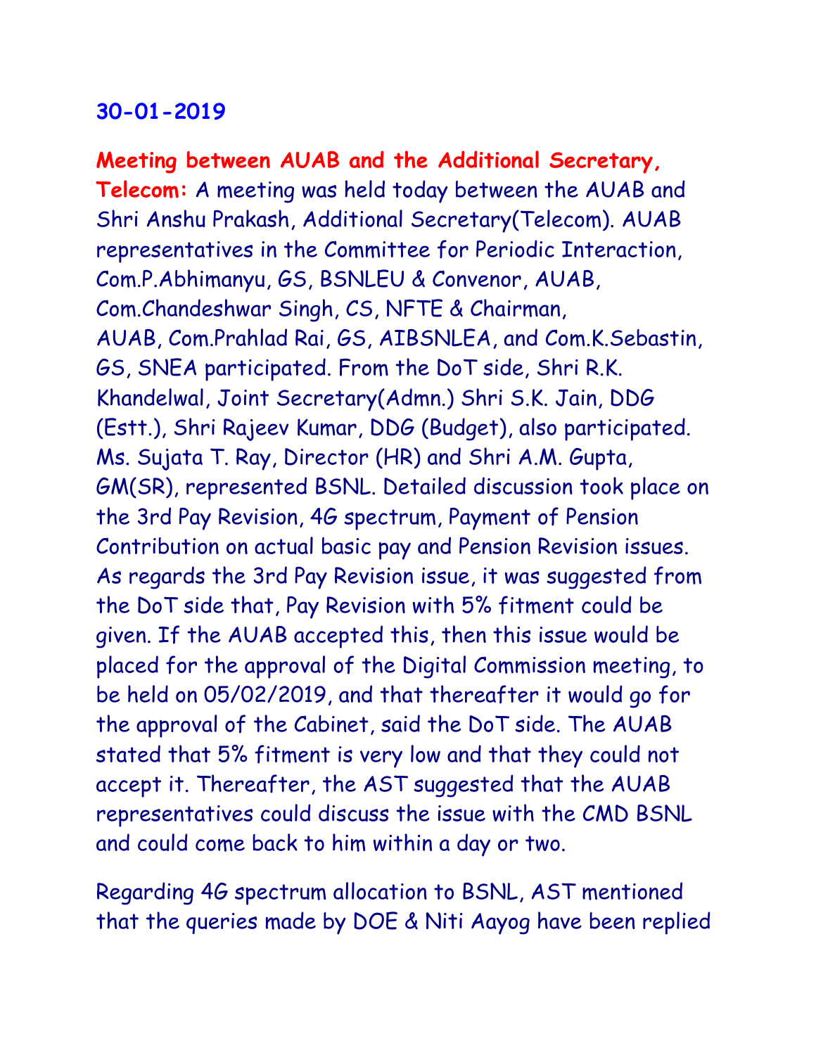**30-01-2019**

**Meeting between AUAB and the Additional Secretary, Telecom:** A meeting was held today between the AUAB and Shri Anshu Prakash, Additional Secretary(Telecom). AUAB representatives in the Committee for Periodic Interaction, Com.P.Abhimanyu, GS, BSNLEU & Convenor, AUAB, Com.Chandeshwar Singh, CS, NFTE & Chairman, AUAB, Com.Prahlad Rai, GS, AIBSNLEA, and Com.K.Sebastin, GS, SNEA participated. From the DoT side, Shri R.K. Khandelwal, Joint Secretary(Admn.) Shri S.K. Jain, DDG (Estt.), Shri Rajeev Kumar, DDG (Budget), also participated. Ms. Sujata T. Ray, Director (HR) and Shri A.M. Gupta, GM(SR), represented BSNL. Detailed discussion took place on the 3rd Pay Revision, 4G spectrum, Payment of Pension Contribution on actual basic pay and Pension Revision issues. As regards the 3rd Pay Revision issue, it was suggested from the DoT side that, Pay Revision with 5% fitment could be given. If the AUAB accepted this, then this issue would be placed for the approval of the Digital Commission meeting, to be held on 05/02/2019, and that thereafter it would go for the approval of the Cabinet, said the DoT side. The AUAB stated that 5% fitment is very low and that they could not accept it. Thereafter, the AST suggested that the AUAB representatives could discuss the issue with the CMD BSNL and could come back to him within a day or two.

Regarding 4G spectrum allocation to BSNL, AST mentioned that the queries made by DOE & Niti Aayog have been replied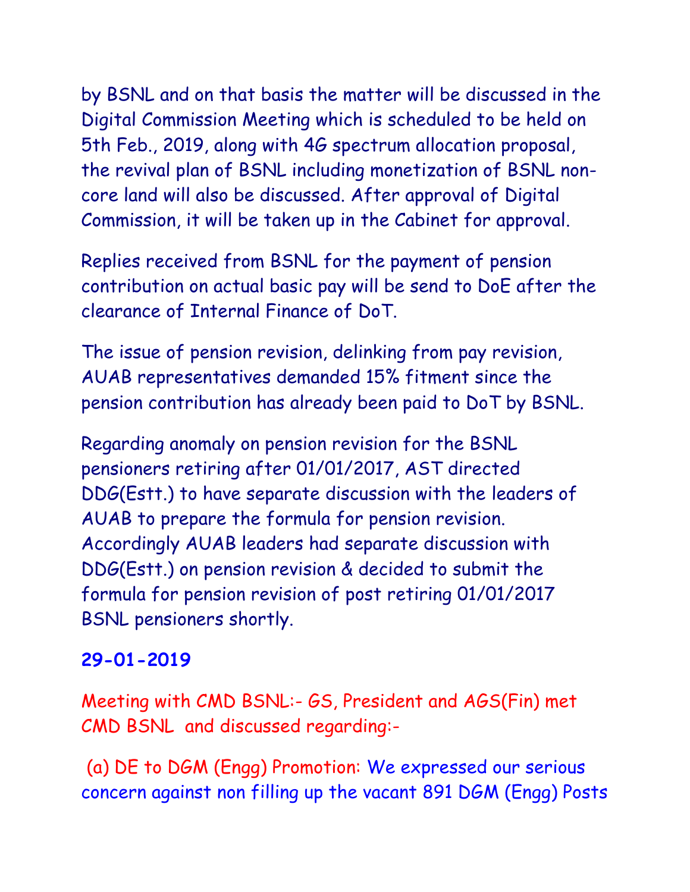by BSNL and on that basis the matter will be discussed in the Digital Commission Meeting which is scheduled to be held on 5th Feb., 2019, along with 4G spectrum allocation proposal, the revival plan of BSNL including monetization of BSNL non-core land will also be discussed. After approval of Digital Commission, it will be taken up in the Cabinet for approval.

Replies received from BSNL for the payment of pension contribution on actual basic pay will be send to DoE after the clearance of Internal Finance of DoT.

The issue of pension revision, delinking from pay revision, AUAB representatives demanded 15% fitment since the pension contribution has already been paid to DoT by BSNL.

Regarding anomaly on pension revision for the BSNL pensioners retiring after 01/01/2017, AST directed DDG(Estt.) to have separate discussion with the leaders of AUAB to prepare the formula for pension revision. Accordingly AUAB leaders had separate discussion with DDG(Estt.) on pension revision & decided to submit the formula for pension revision of post retiring 01/01/2017 BSNL pensioners shortly.

**29-01-2019**

Meeting with CMD BSNL:- GS, President and AGS(Fin) met CMD BSNL and discussed regarding:-

(a) DE to DGM (Engg) Promotion: We expressed our serious concern against non filling up the vacant 891 DGM (Engg) Posts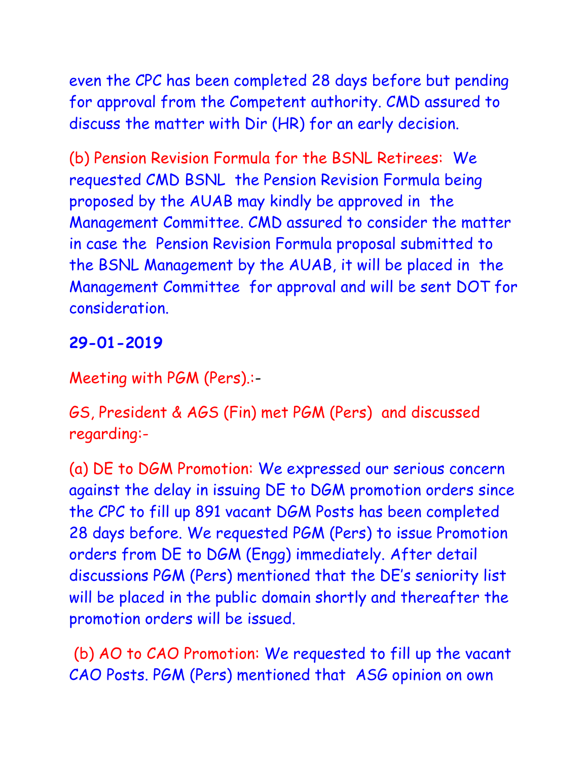even the CPC has been completed 28 days before but pending for approval from the Competent authority. CMD assured to discuss the matter with Dir (HR) for an early decision.

(b) Pension Revision Formula for the BSNL Retirees: We requested CMD BSNL the Pension Revision Formula being proposed by the AUAB may kindly be approved in the Management Committee. CMD assured to consider the matter in case the Pension Revision Formula proposal submitted to the BSNL Management by the AUAB, it will be placed in the Management Committee for approval and will be sent DOT for consideration.

**29-01-2019**

Meeting with PGM (Pers).:-

GS, President & AGS (Fin) met PGM (Pers) and discussed regarding:-

(a) DE to DGM Promotion: We expressed our serious concern against the delay in issuing DE to DGM promotion orders since the CPC to fill up 891 vacant DGM Posts has been completed 28 days before. We requested PGM (Pers) to issue Promotion orders from DE to DGM (Engg) immediately. After detail discussions PGM (Pers) mentioned that the DE's seniority list will be placed in the public domain shortly and thereafter the promotion orders will be issued.

(b) AO to CAO Promotion: We requested to fill up the vacant CAO Posts. PGM (Pers) mentioned that ASG opinion on own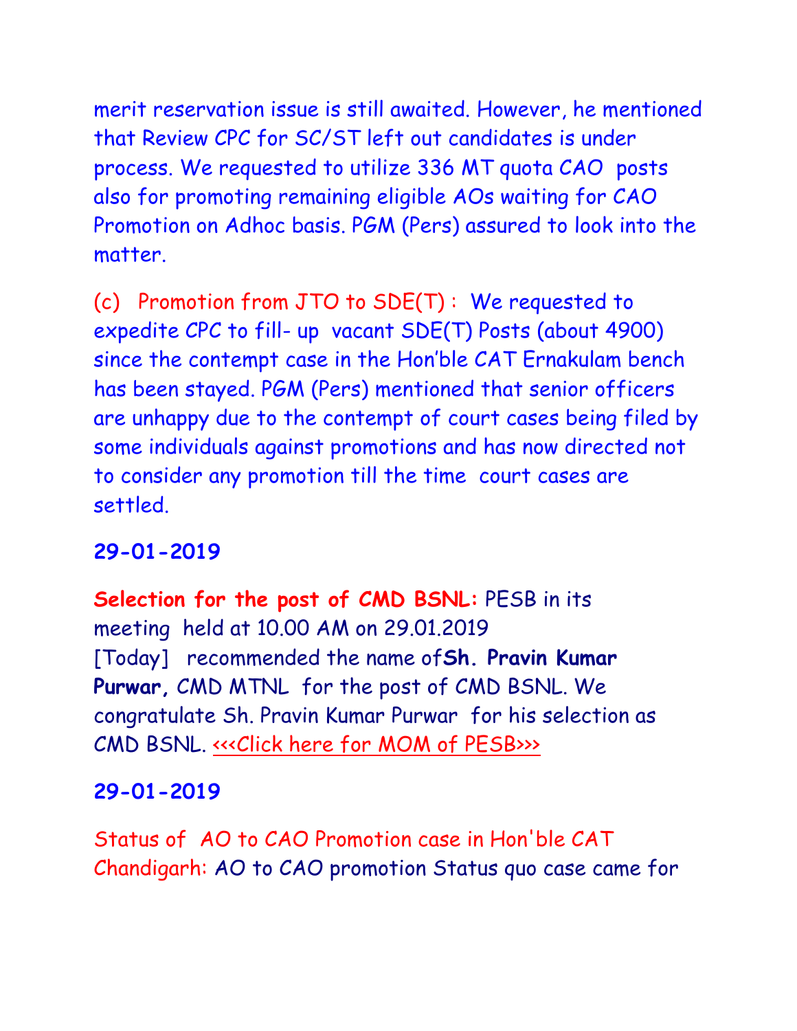merit reservation issue is still awaited. However, he mentioned that Review CPC for SC/ST left out candidates is under process. We requested to utilize 336 MT quota CAO posts also for promoting remaining eligible AOs waiting for CAO Promotion on Adhoc basis. PGM (Pers) assured to look into the matter.

(c) Promotion from JTO to SDE(T) : We requested to expedite CPC to fill- up vacant SDE(T) Posts (about 4900) since the contempt case in the Hon'ble CAT Ernakulam bench has been stayed. PGM (Pers) mentioned that senior officers are unhappy due to the contempt of court cases being filed by some individuals against promotions and has now directed not to consider any promotion till the time court cases are settled.

**29-01-2019**

**Selection for the post of CMD BSNL:** PESB in its meeting held at 10.00 AM on 29.01.2019 [Today] recommended the name of **Sh. Pravin Kumar Purwar,** CMD MTNL for the post of CMD BSNL. We congratulate Sh. Pravin Kumar Purwar for his selection as CMD BSNL. <<<Click here for MOM of PESB>>>

**29-01-2019**

Status of AO to CAO Promotion case in Hon'ble CAT Chandigarh: AO to CAO promotion Status quo case came for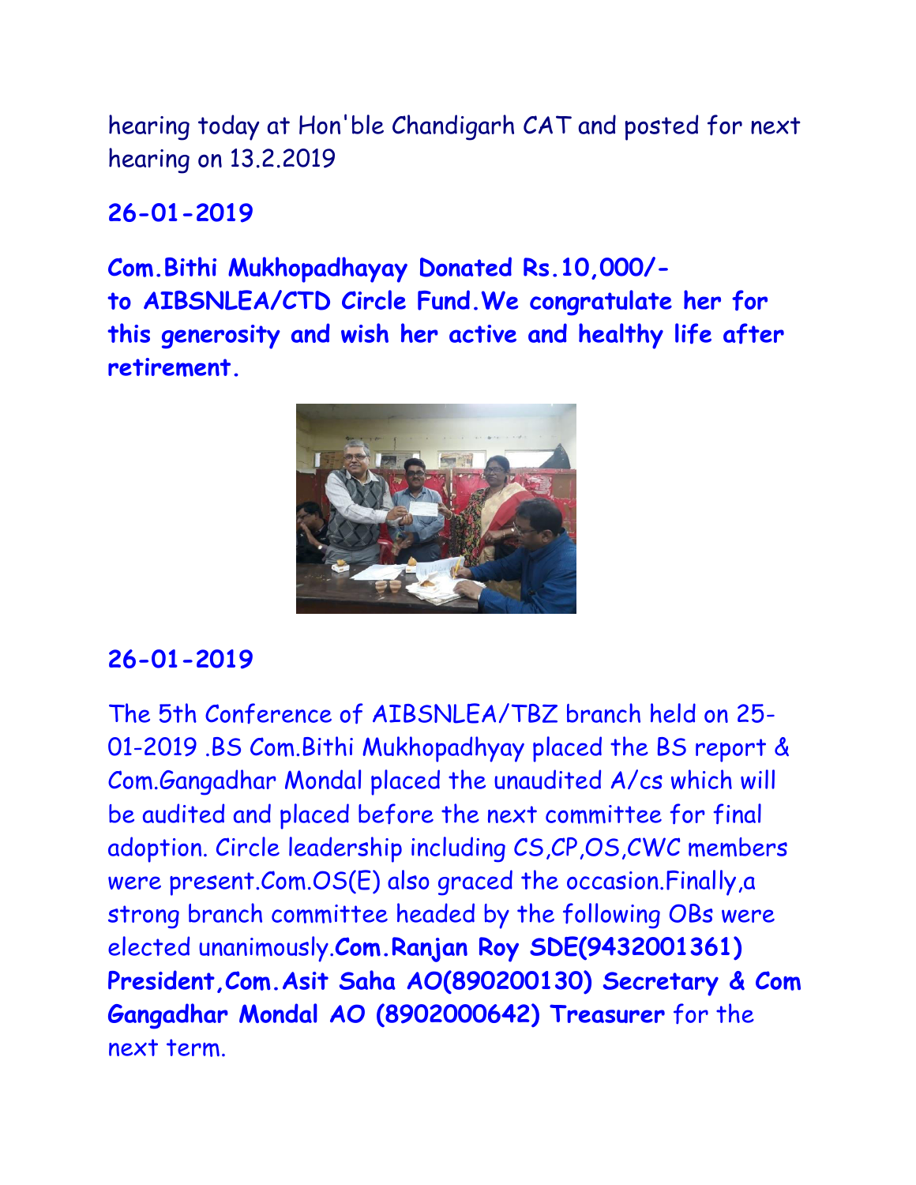hearing today at Hon'ble Chandigarh CAT and posted for next hearing on 13.2.2019

**26-01-2019**

**Com.Bithi Mukhopadhayay Donated Rs.10,000/- to AIBSNLEA/CTD Circle Fund.We congratulate her for this generosity and wish her active and healthy life after retirement.**

**26-01-2019**

The 5th Conference of AIBSNLEA/TBZ branch held on 25-01-2019 .BS Com.Bithi Mukhopadhyay placed the BS report & Com.Gangadhar Mondal placed the unaudited A/cs which will be audited and placed before the next committee for final adoption. Circle leadership including CS,CP,OS,CWC members were present.Com.OS(E) also graced the occasion.Finally,a strong branch committee headed by the following OBs were elected unanimously.**Com.Ranjan Roy SDE(9432001361) President,Com.Asit Saha AO(890200130) Secretary & Com Gangadhar Mondal AO (8902000642) Treasurer** for the next term.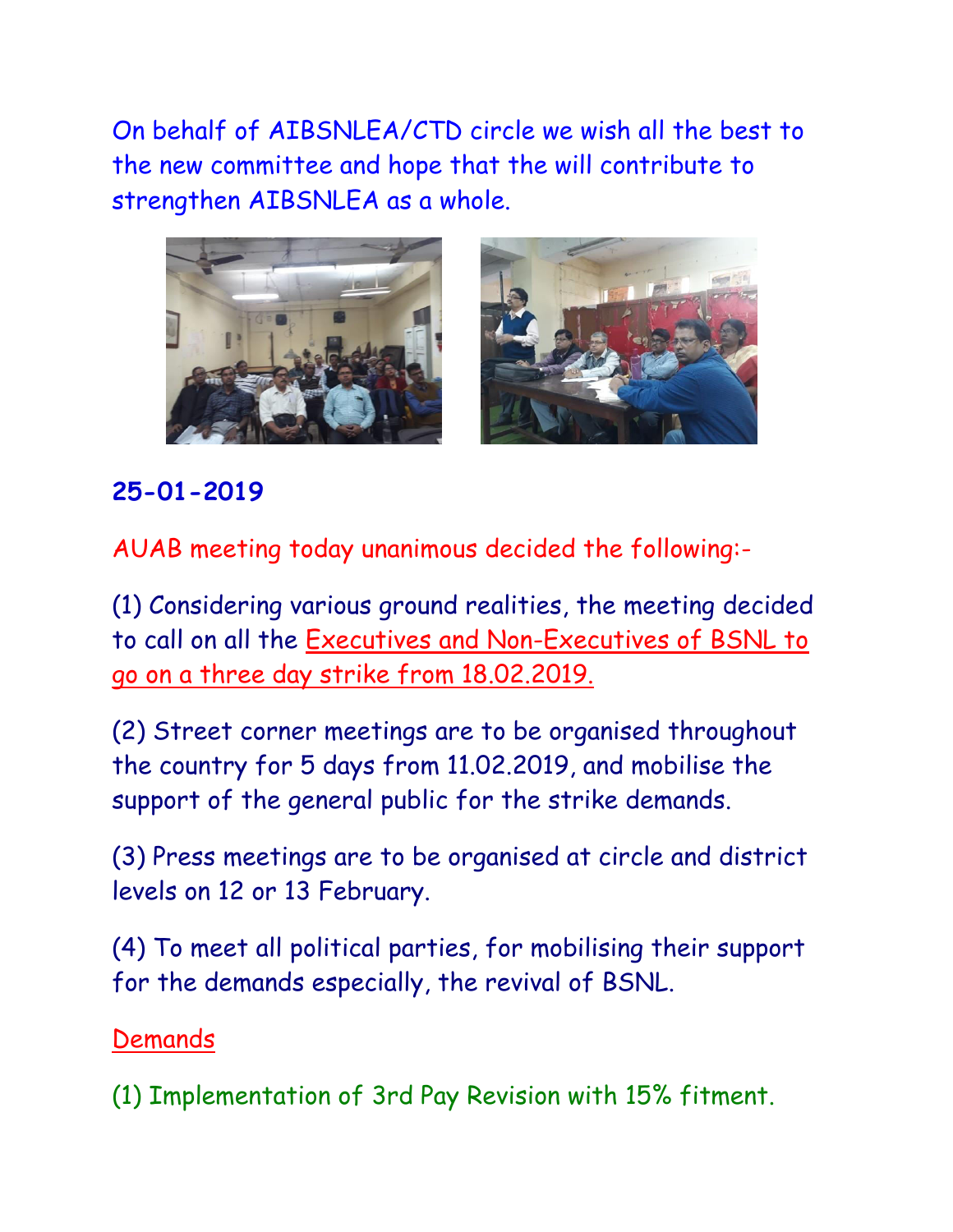On behalf of AIBSNLEA/CTD circle we wish all the best to the new committee and hope that the will contribute to strengthen AIBSNLEA as a whole.

**25-01-2019**

AUAB meeting today unanimous decided the following:-

(1) Considering various ground realities, the meeting decided to call on all the Executives and Non-Executives of BSNL to go on a three day strike from 18.02.2019.

(2) Street corner meetings are to be organised throughout the country for 5 days from 11.02.2019, and mobilise the support of the general public for the strike demands.

(3) Press meetings are to be organised at circle and district levels on 12 or 13 February.

(4) To meet all political parties, for mobilising their support for the demands especially, the revival of BSNL.

Demands

(1) Implementation of 3rd Pay Revision with 15% fitment.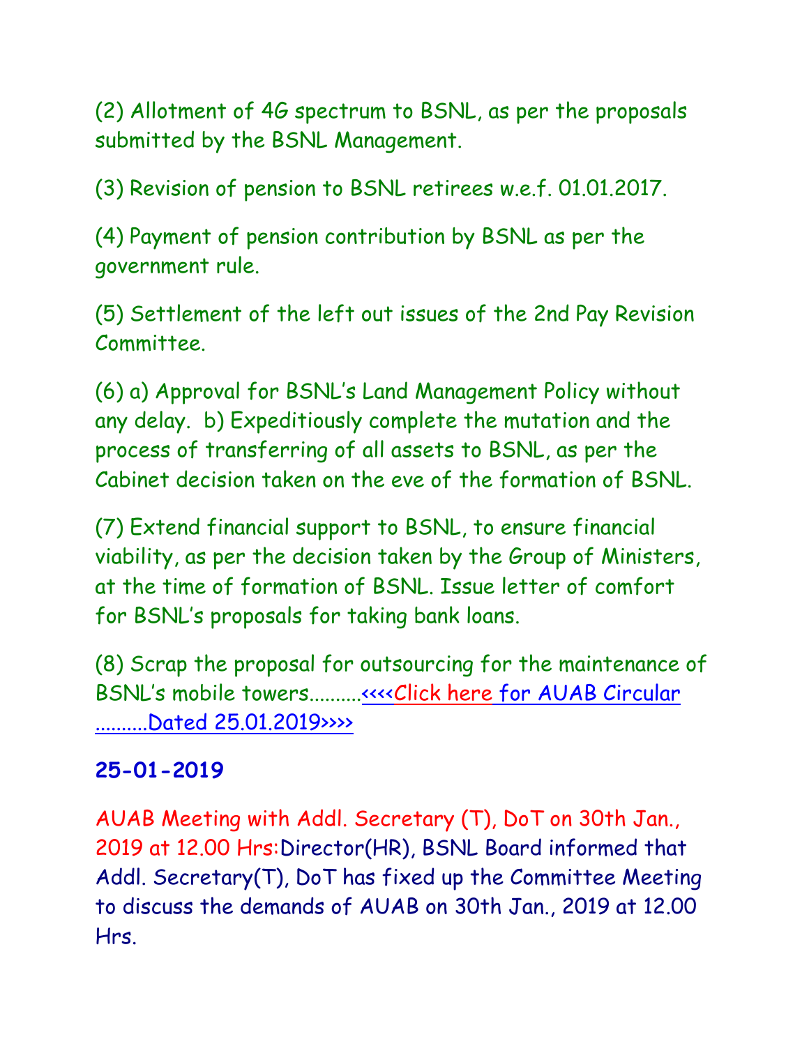(2) Allotment of 4G spectrum to BSNL, as per the proposals submitted by the BSNL Management.

(3) Revision of pension to BSNL retirees w.e.f. 01.01.2017.

(4) Payment of pension contribution by BSNL as per the government rule.

(5) Settlement of the left out issues of the 2nd Pay Revision Committee.

(6) a) Approval for BSNL's Land Management Policy without any delay. b) Expeditiously complete the mutation and the process of transferring of all assets to BSNL, as per the Cabinet decision taken on the eve of the formation of BSNL.

(7) Extend financial support to BSNL, to ensure financial viability, as per the decision taken by the Group of Ministers, at the time of formation of BSNL. Issue letter of comfort for BSNL's proposals for taking bank loans.

(8) Scrap the proposal for outsourcing for the maintenance of BSNL's mobile towers..........<<<<Click here for AUAB Circular ..........Dated 25.01.2019>>>>

**25-01-2019**

AUAB Meeting with Addl. Secretary (T), DoT on 30th Jan., 2019 at 12.00 Hrs:Director(HR), BSNL Board informed that Addl. Secretary(T), DoT has fixed up the Committee Meeting to discuss the demands of AUAB on 30th Jan., 2019 at 12.00 Hrs.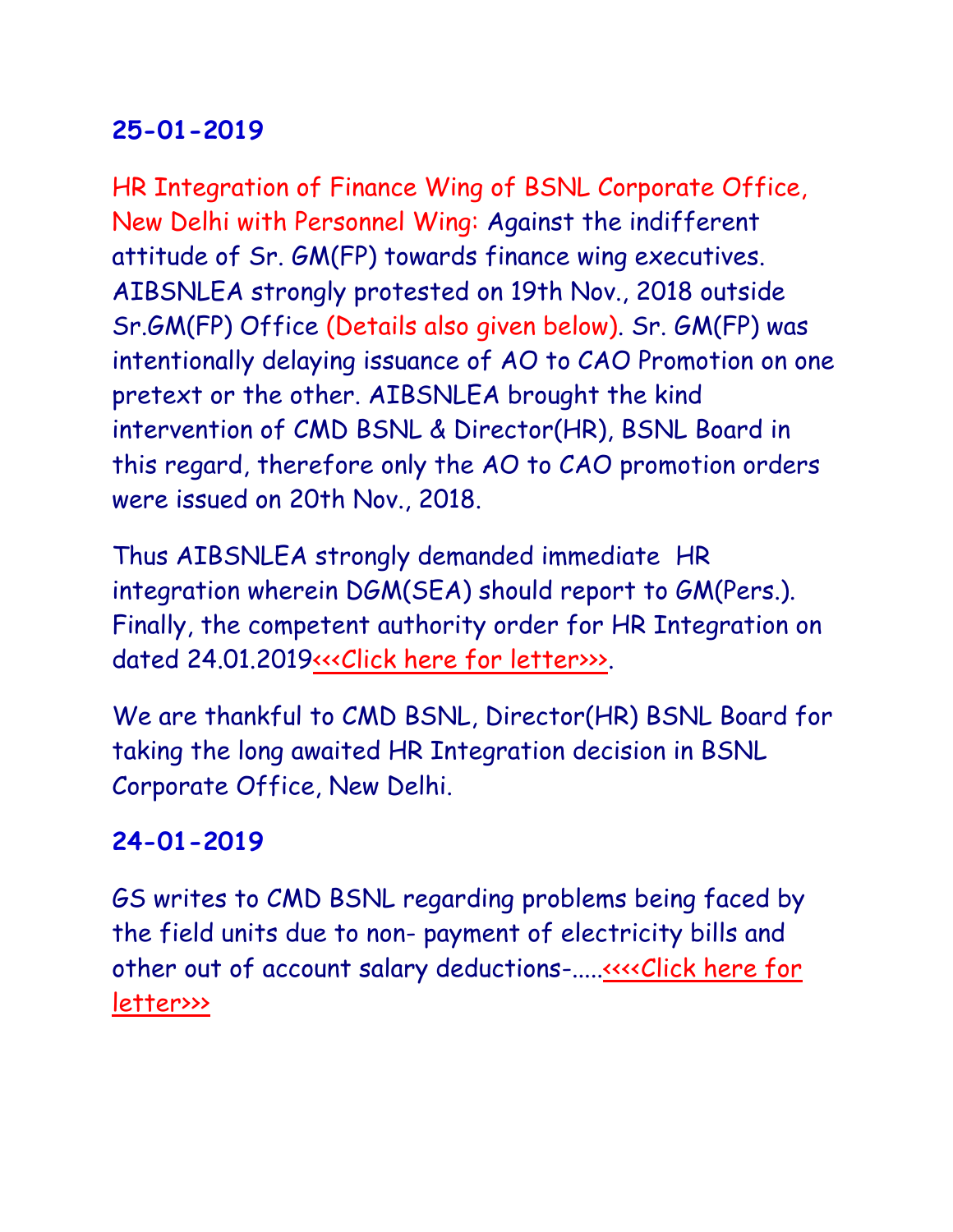**25-01-2019**

HR Integration of Finance Wing of BSNL Corporate Office, New Delhi with Personnel Wing: Against the indifferent attitude of Sr. GM(FP) towards finance wing executives. AIBSNLEA strongly protested on 19th Nov., 2018 outside Sr.GM(FP) Office (Details also given below). Sr. GM(FP) was intentionally delaying issuance of AO to CAO Promotion on one pretext or the other. AIBSNLEA brought the kind intervention of CMD BSNL & Director(HR), BSNL Board in this regard, therefore only the AO to CAO promotion orders were issued on 20th Nov., 2018.

Thus AIBSNLEA strongly demanded immediate HR integration wherein DGM(SEA) should report to GM(Pers.). Finally, the competent authority order for HR Integration on dated 24.01.2019<<<Click here for letter>>>.

We are thankful to CMD BSNL, Director(HR) BSNL Board for taking the long awaited HR Integration decision in BSNL Corporate Office, New Delhi.

**24-01-2019**

GS writes to CMD BSNL regarding problems being faced by the field units due to non- payment of electricity bills and other out of account salary deductions-.....<<<<Click here for letter>>>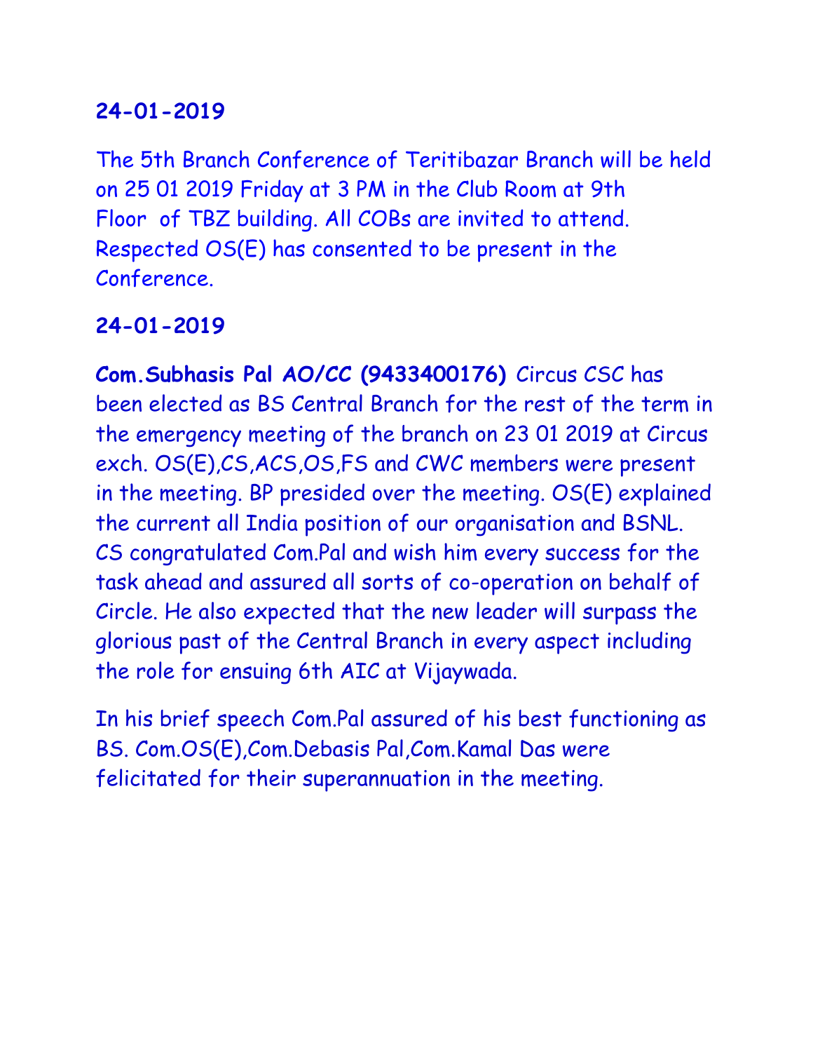**24-01-2019**

The 5th Branch Conference of Teritibazar Branch will be held on 25 01 2019 Friday at 3 PM in the Club Room at 9th Floor of TBZ building. All COBs are invited to attend. Respected OS(E) has consented to be present in the Conference.

**24-01-2019**

**Com.Subhasis Pal AO/CC (9433400176)** Circus CSC has been elected as BS Central Branch for the rest of the term in the emergency meeting of the branch on 23 01 2019 at Circus exch. OS(E),CS,ACS,OS,FS and CWC members were present in the meeting. BP presided over the meeting. OS(E) explained the current all India position of our organisation and BSNL. CS congratulated Com.Pal and wish him every success for the task ahead and assured all sorts of co-operation on behalf of Circle. He also expected that the new leader will surpass the glorious past of the Central Branch in every aspect including the role for ensuing 6th AIC at Vijaywada.

In his brief speech Com.Pal assured of his best functioning as BS. Com.OS(E),Com.Debasis Pal,Com.Kamal Das were felicitated for their superannuation in the meeting.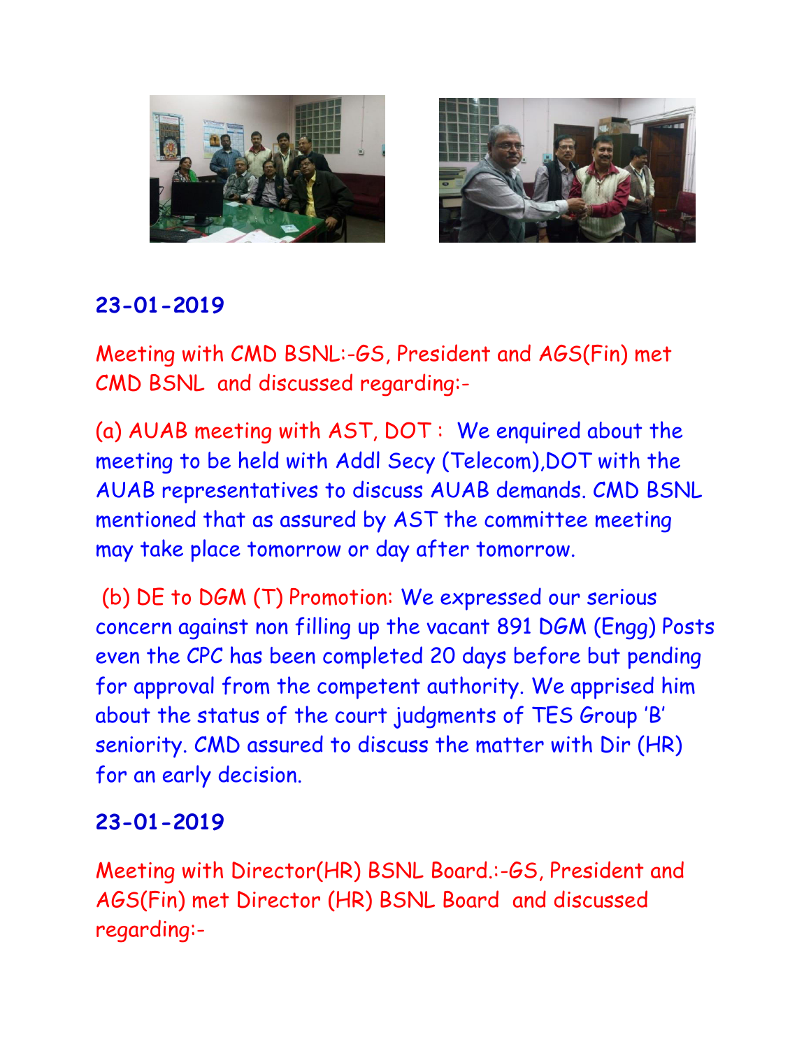**23-01-2019**

Meeting with CMD BSNL:-GS, President and AGS(Fin) met CMD BSNL and discussed regarding:-

(a) AUAB meeting with AST, DOT : We enquired about the meeting to be held with Addl Secy (Telecom),DOT with the AUAB representatives to discuss AUAB demands. CMD BSNL mentioned that as assured by AST the committee meeting may take place tomorrow or day after tomorrow.

(b) DE to DGM (T) Promotion: We expressed our serious concern against non filling up the vacant 891 DGM (Engg) Posts even the CPC has been completed 20 days before but pending for approval from the competent authority. We apprised him about the status of the court judgments of TES Group 'B' seniority. CMD assured to discuss the matter with Dir (HR) for an early decision.

**23-01-2019**

Meeting with Director(HR) BSNL Board.:-GS, President and AGS(Fin) met Director (HR) BSNL Board and discussed regarding:-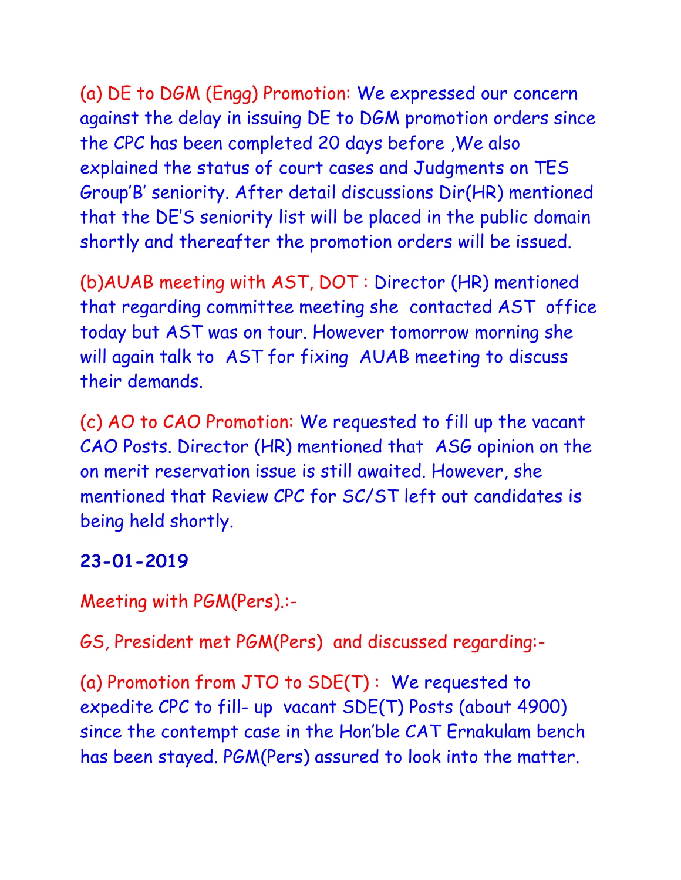(a) DE to DGM (Engg) Promotion: We expressed our concern against the delay in issuing DE to DGM promotion orders since the CPC has been completed 20 days before ,We also explained the status of court cases and Judgments on TES Group'B' seniority. After detail discussions Dir(HR) mentioned that the DE'S seniority list will be placed in the public domain shortly and thereafter the promotion orders will be issued.

(b)AUAB meeting with AST, DOT : Director (HR) mentioned that regarding committee meeting she contacted AST office today but AST was on tour. However tomorrow morning she will again talk to AST for fixing AUAB meeting to discuss their demands.

(c) AO to CAO Promotion: We requested to fill up the vacant CAO Posts. Director (HR) mentioned that ASG opinion on the on merit reservation issue is still awaited. However, she mentioned that Review CPC for SC/ST left out candidates is being held shortly.

**23-01-2019**

Meeting with PGM(Pers).:-

GS, President met PGM(Pers) and discussed regarding:-

(a) Promotion from JTO to SDE(T) : We requested to expedite CPC to fill- up vacant SDE(T) Posts (about 4900) since the contempt case in the Hon'ble CAT Ernakulam bench has been stayed. PGM(Pers) assured to look into the matter.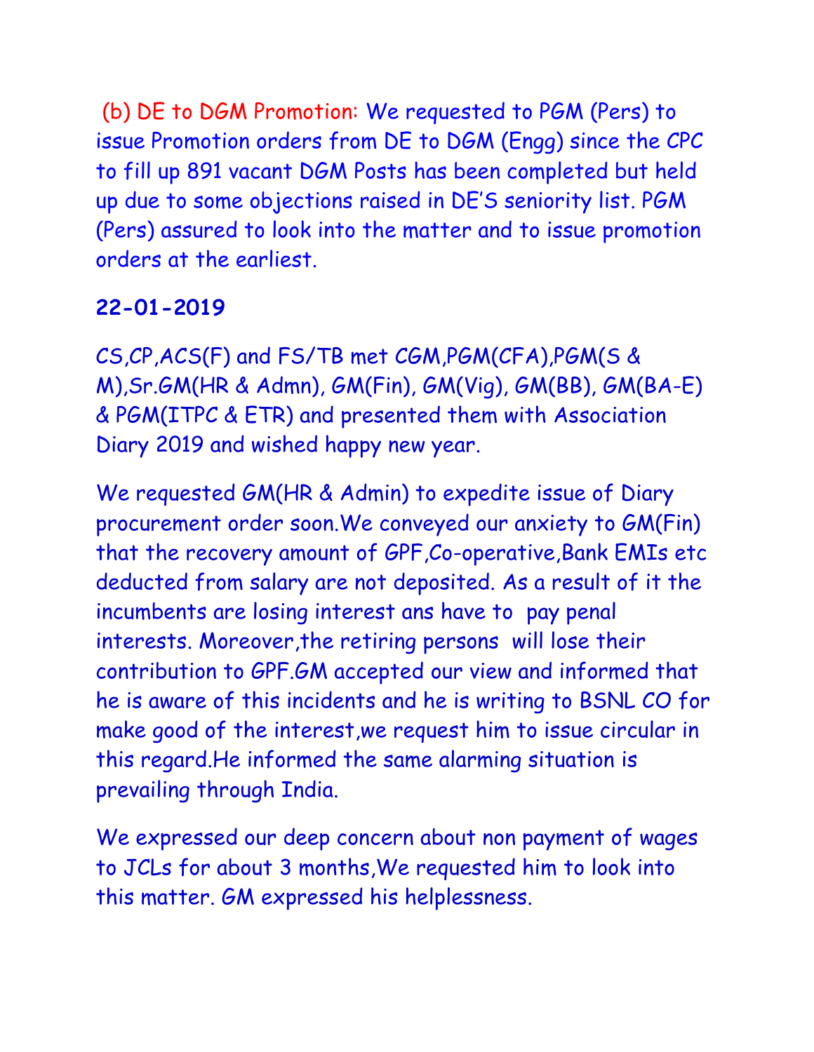(b) DE to DGM Promotion: We requested to PGM (Pers) to issue Promotion orders from DE to DGM (Engg) since the CPC to fill up 891 vacant DGM Posts has been completed but held up due to some objections raised in DE'S seniority list. PGM (Pers) assured to look into the matter and to issue promotion orders at the earliest.

**22-01-2019**

CS,CP,ACS(F) and FS/TB met CGM,PGM(CFA),PGM(S & M),Sr.GM(HR & Admn), GM(Fin), GM(Vig), GM(BB), GM(BA-E) & PGM(ITPC & ETR) and presented them with Association Diary 2019 and wished happy new year.

We requested GM(HR & Admin) to expedite issue of Diary procurement order soon.We conveyed our anxiety to GM(Fin) that the recovery amount of GPF,Co-operative,Bank EMIs etc deducted from salary are not deposited. As a result of it the incumbents are losing interest ans have to pay penal interests. Moreover,the retiring persons will lose their contribution to GPF.GM accepted our view and informed that he is aware of this incidents and he is writing to BSNL CO for make good of the interest,we request him to issue circular in this regard.He informed the same alarming situation is prevailing through India.

We expressed our deep concern about non payment of wages to JCLs for about 3 months,We requested him to look into this matter. GM expressed his helplessness.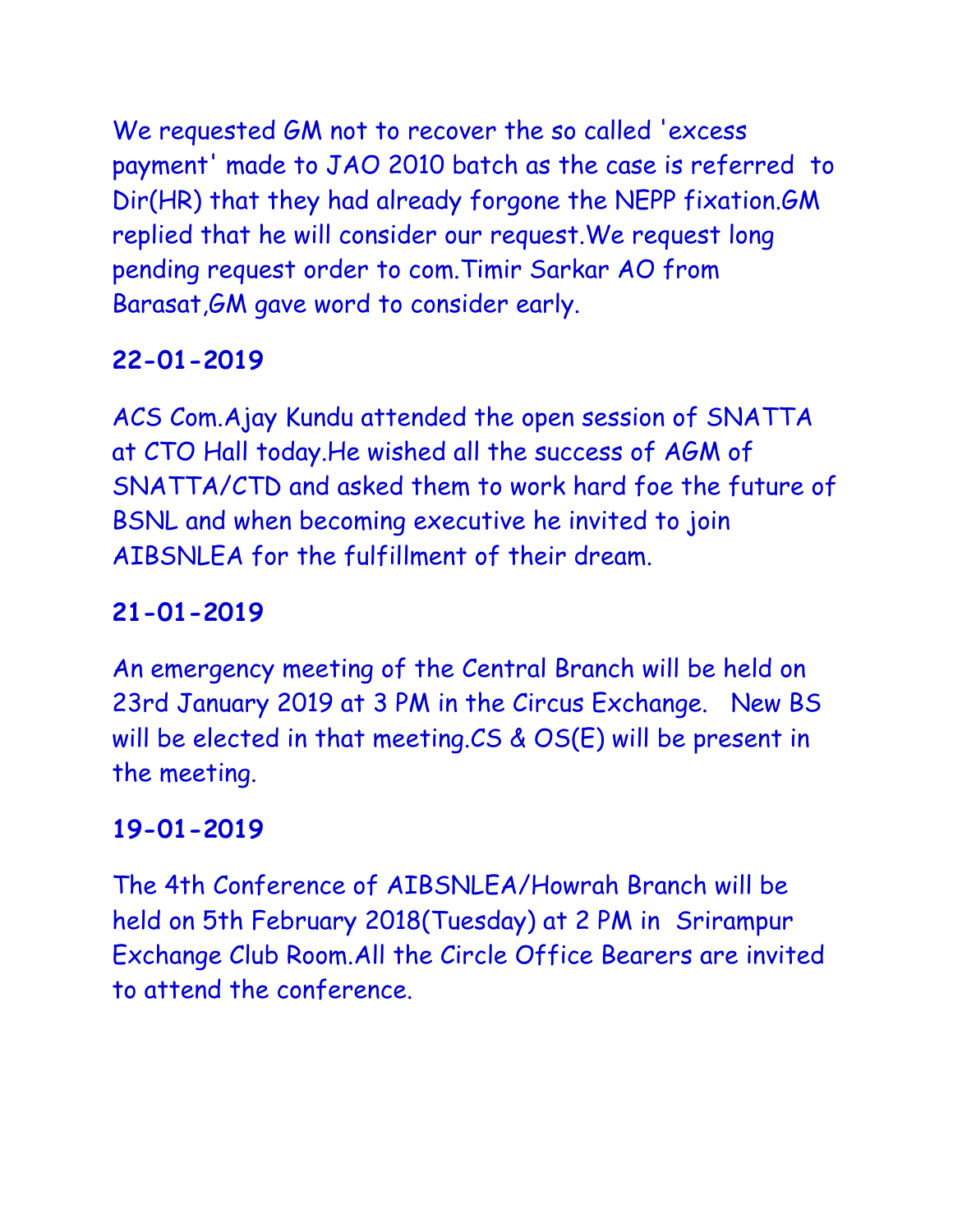We requested GM not to recover the so called 'excess payment' made to JAO 2010 batch as the case is referred to Dir(HR) that they had already forgone the NEPP fixation.GM replied that he will consider our request.We request long pending request order to com.Timir Sarkar AO from Barasat,GM gave word to consider early.

**22-01-2019**

ACS Com.Ajay Kundu attended the open session of SNATTA at CTO Hall today.He wished all the success of AGM of SNATTA/CTD and asked them to work hard foe the future of BSNL and when becoming executive he invited to join AIBSNLEA for the fulfillment of their dream.

**21-01-2019**

An emergency meeting of the Central Branch will be held on 23rd January 2019 at 3 PM in the Circus Exchange. New BS will be elected in that meeting.CS & OS(E) will be present in the meeting.

**19-01-2019**

The 4th Conference of AIBSNLEA/Howrah Branch will be held on 5th February 2018(Tuesday) at 2 PM in Srirampur Exchange Club Room.All the Circle Office Bearers are invited to attend the conference.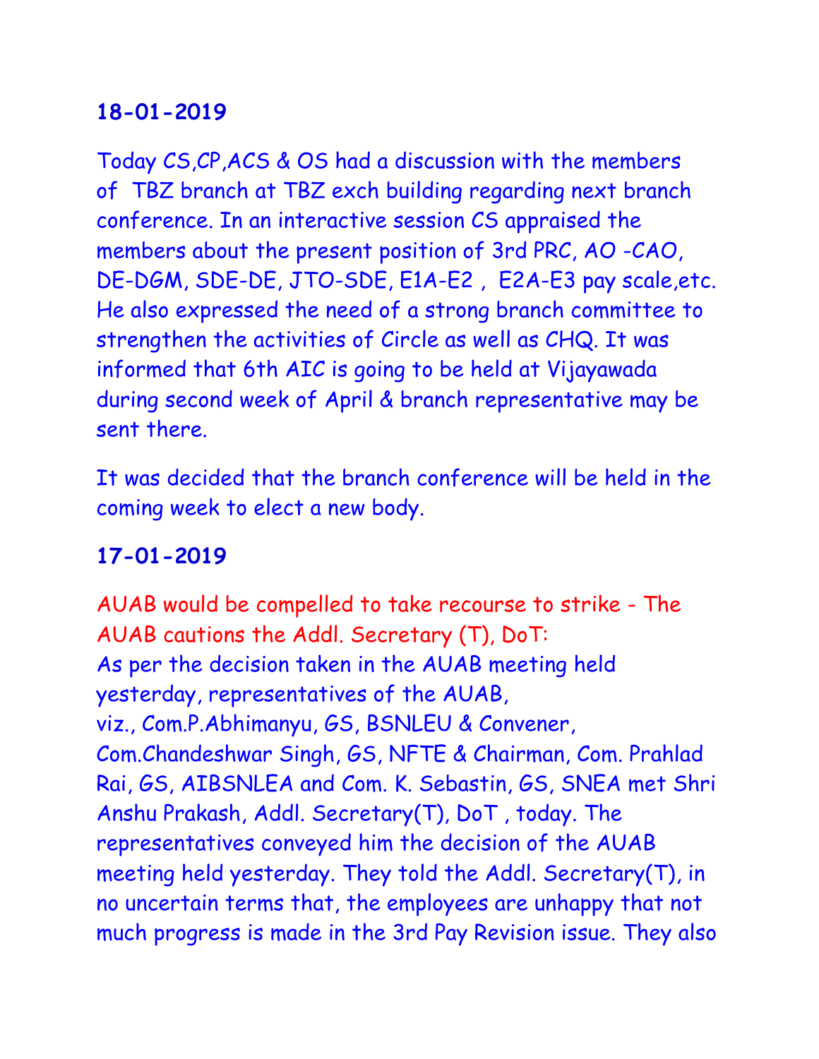**18-01-2019**

Today CS,CP,ACS & OS had a discussion with the members of TBZ branch at TBZ exch building regarding next branch conference. In an interactive session CS appraised the members about the present position of 3rd PRC, AO -CAO, DE-DGM, SDE-DE, JTO-SDE, E1A-E2 , E2A-E3 pay scale,etc. He also expressed the need of a strong branch committee to strengthen the activities of Circle as well as CHQ. It was informed that 6th AIC is going to be held at Vijayawada during second week of April & branch representative may be sent there.

It was decided that the branch conference will be held in the coming week to elect a new body.

**17-01-2019**

AUAB would be compelled to take recourse to strike - The AUAB cautions the Addl. Secretary (T), DoT:

As per the decision taken in the AUAB meeting held yesterday, representatives of the AUAB, viz., Com.P.Abhimanyu, GS, BSNLEU & Convener, Com.Chandeshwar Singh, GS, NFTE & Chairman, Com. Prahlad Rai, GS, AIBSNLEA and Com. K. Sebastin, GS, SNEA met Shri Anshu Prakash, Addl. Secretary(T), DoT , today. The representatives conveyed him the decision of the AUAB meeting held yesterday. They told the Addl. Secretary(T), in no uncertain terms that, the employees are unhappy that not much progress is made in the 3rd Pay Revision issue. They also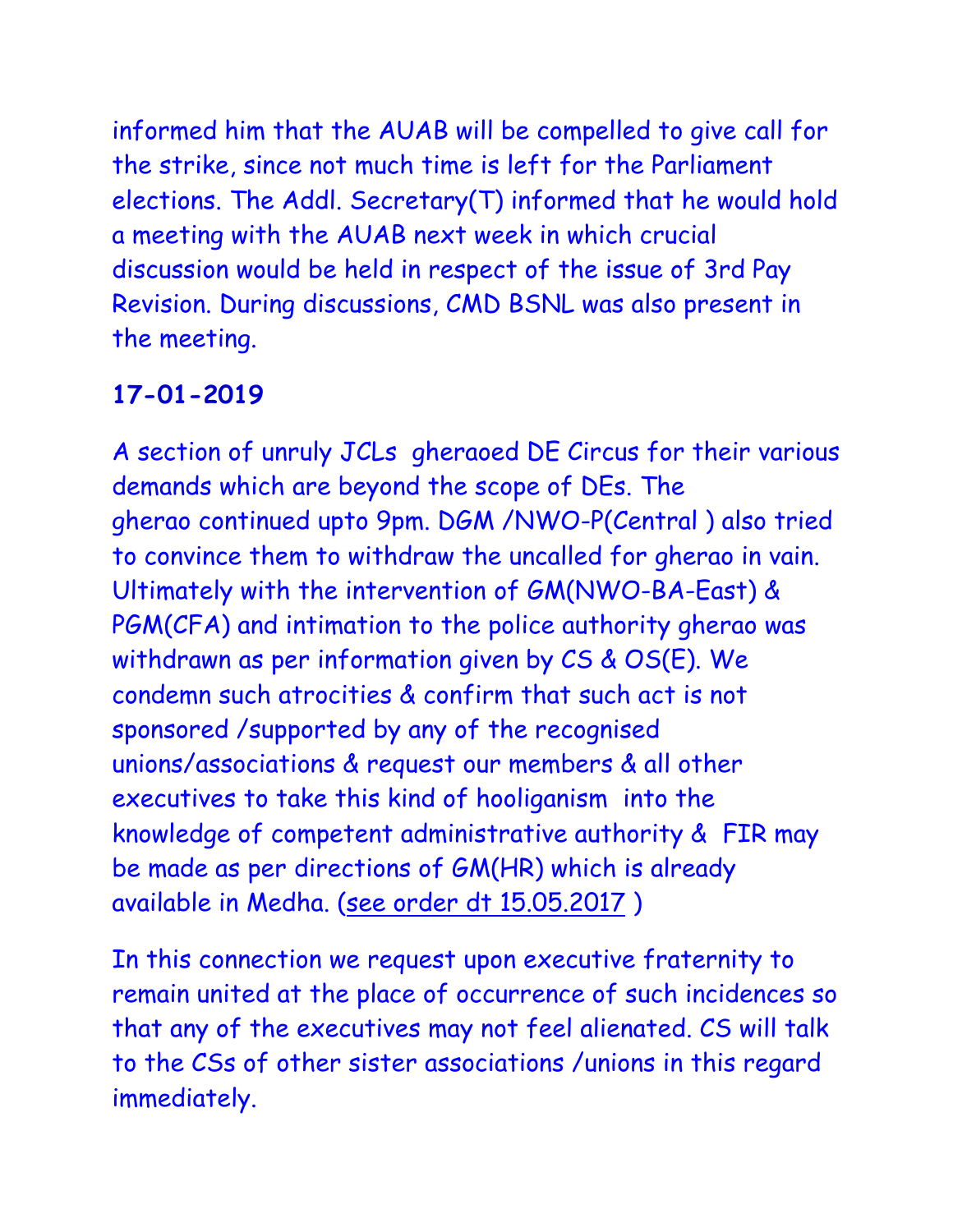informed him that the AUAB will be compelled to give call for the strike, since not much time is left for the Parliament elections. The Addl. Secretary(T) informed that he would hold a meeting with the AUAB next week in which crucial discussion would be held in respect of the issue of 3rd Pay Revision. During discussions, CMD BSNL was also present in the meeting.

**17-01-2019**

A section of unruly JCLs gheraoed DE Circus for their various demands which are beyond the scope of DEs. The gherao continued upto 9pm. DGM /NWO-P(Central ) also tried to convince them to withdraw the uncalled for gherao in vain. Ultimately with the intervention of GM(NWO-BA-East) & PGM(CFA) and intimation to the police authority gherao was withdrawn as per information given by CS & OS(E). We condemn such atrocities & confirm that such act is not sponsored /supported by any of the recognised unions/associations & request our members & all other executives to take this kind of hooliganism into the knowledge of competent administrative authority & FIR may be made as per directions of GM(HR) which is already available in Medha. (see order dt 15.05.2017 )

In this connection we request upon executive fraternity to remain united at the place of occurrence of such incidences so that any of the executives may not feel alienated. CS will talk to the CSs of other sister associations /unions in this regard immediately.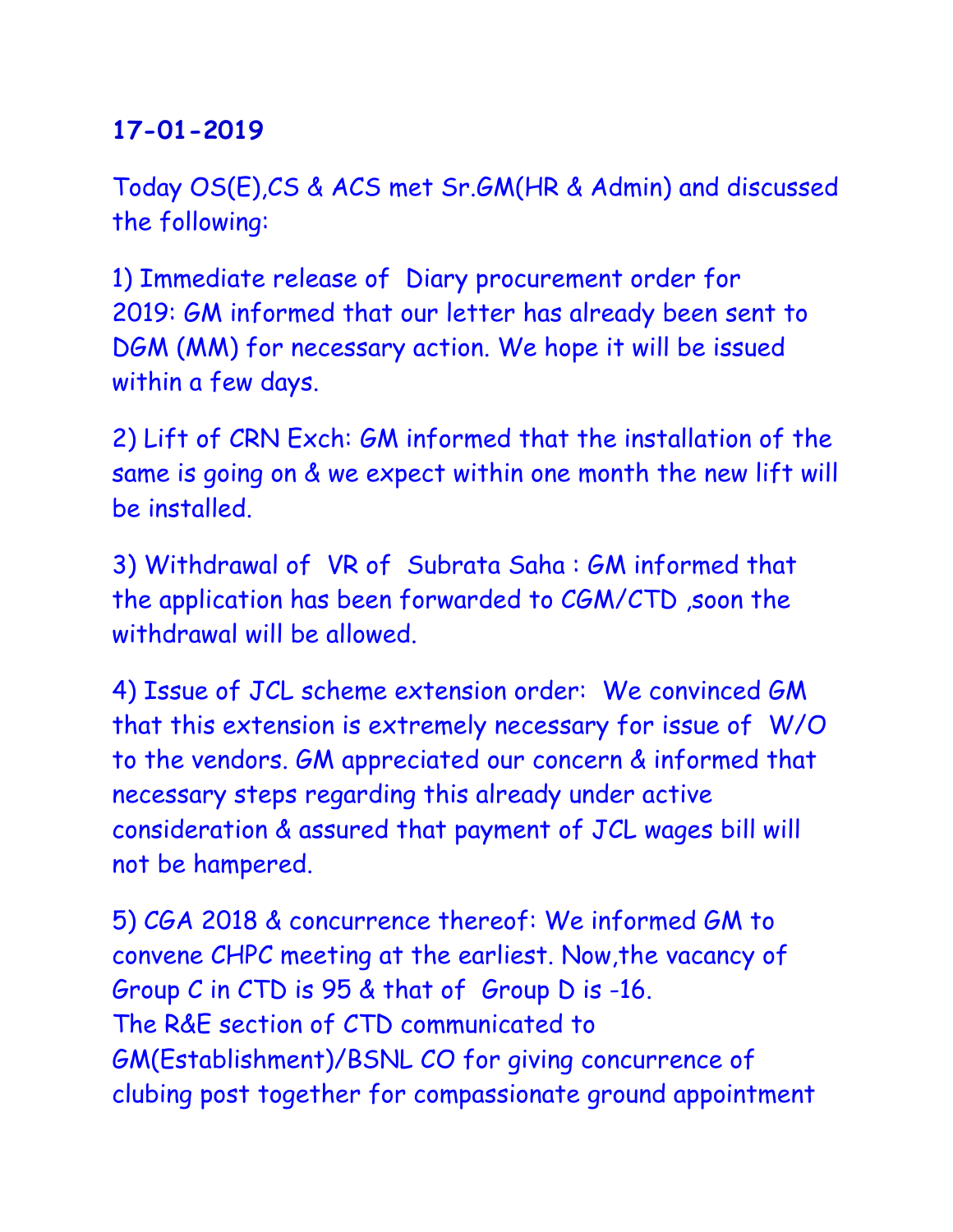**17-01-2019**

Today OS(E),CS & ACS met Sr.GM(HR & Admin) and discussed the following:

1) Immediate release of Diary procurement order for 2019: GM informed that our letter has already been sent to DGM (MM) for necessary action. We hope it will be issued within a few days.

2) Lift of CRN Exch: GM informed that the installation of the same is going on & we expect within one month the new lift will be installed.

3) Withdrawal of VR of Subrata Saha : GM informed that the application has been forwarded to CGM/CTD ,soon the withdrawal will be allowed.

4) Issue of JCL scheme extension order: We convinced GM that this extension is extremely necessary for issue of W/O to the vendors. GM appreciated our concern & informed that necessary steps regarding this already under active consideration & assured that payment of JCL wages bill will not be hampered.

5) CGA 2018 & concurrence thereof: We informed GM to convene CHPC meeting at the earliest. Now,the vacancy of Group C in CTD is 95 & that of Group D is -16.
The R&E section of CTD communicated to GM(Establishment)/BSNL CO for giving concurrence of clubing post together for compassionate ground appointment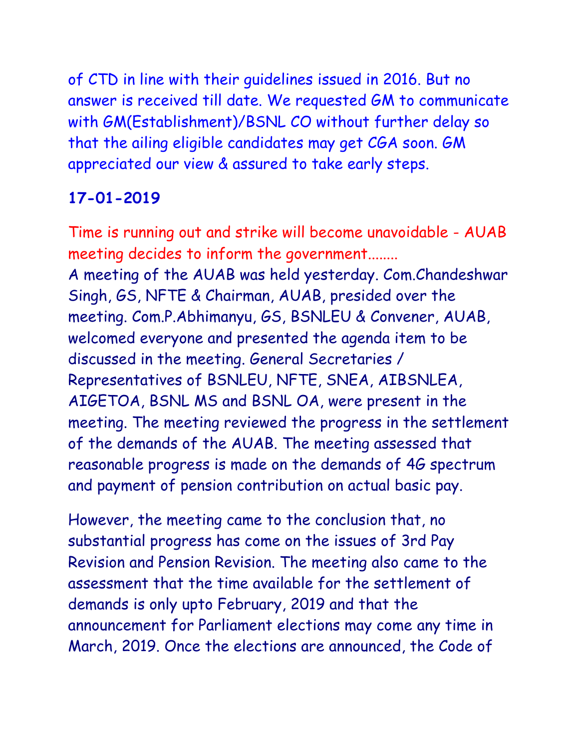of CTD in line with their guidelines issued in 2016. But no answer is received till date. We requested GM to communicate with GM(Establishment)/BSNL CO without further delay so that the ailing eligible candidates may get CGA soon. GM appreciated our view & assured to take early steps.

**17-01-2019**

Time is running out and strike will become unavoidable - AUAB meeting decides to inform the government........

A meeting of the AUAB was held yesterday. Com.Chandeshwar Singh, GS, NFTE & Chairman, AUAB, presided over the meeting. Com.P.Abhimanyu, GS, BSNLEU & Convener, AUAB, welcomed everyone and presented the agenda item to be discussed in the meeting. General Secretaries / Representatives of BSNLEU, NFTE, SNEA, AIBSNLEA, AIGETOA, BSNL MS and BSNL OA, were present in the meeting. The meeting reviewed the progress in the settlement of the demands of the AUAB. The meeting assessed that reasonable progress is made on the demands of 4G spectrum and payment of pension contribution on actual basic pay.

However, the meeting came to the conclusion that, no substantial progress has come on the issues of 3rd Pay Revision and Pension Revision. The meeting also came to the assessment that the time available for the settlement of demands is only upto February, 2019 and that the announcement for Parliament elections may come any time in March, 2019. Once the elections are announced, the Code of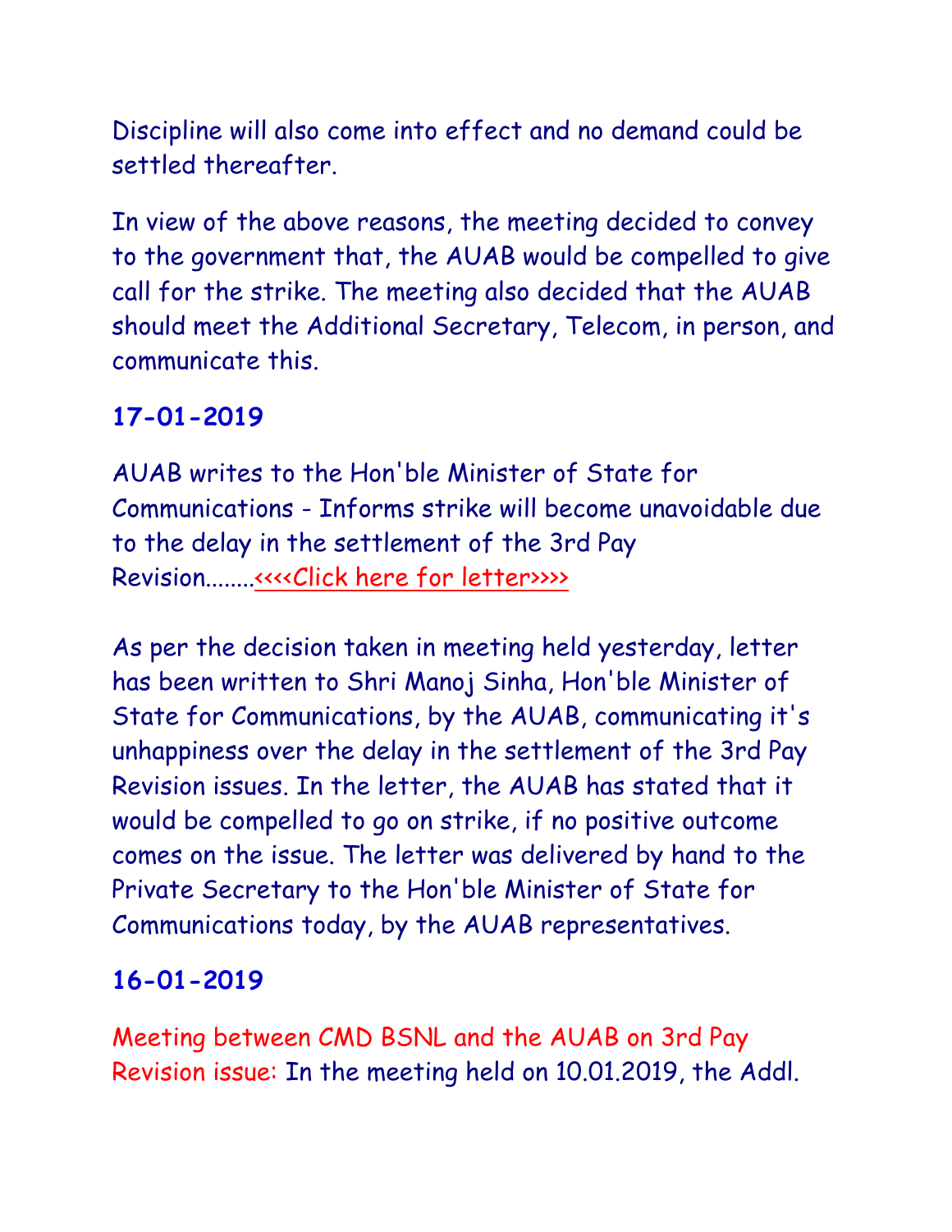Discipline will also come into effect and no demand could be settled thereafter.

In view of the above reasons, the meeting decided to convey to the government that, the AUAB would be compelled to give call for the strike. The meeting also decided that the AUAB should meet the Additional Secretary, Telecom, in person, and communicate this.

### 17-01-2019

AUAB writes to the Hon'ble Minister of State for Communications - Informs strike will become unavoidable due to the delay in the settlement of the 3rd Pay Revision........<<<<Click here for letter>>>>

As per the decision taken in meeting held yesterday, letter has been written to Shri Manoj Sinha, Hon'ble Minister of State for Communications, by the AUAB, communicating it's unhappiness over the delay in the settlement of the 3rd Pay Revision issues. In the letter, the AUAB has stated that it would be compelled to go on strike, if no positive outcome comes on the issue. The letter was delivered by hand to the Private Secretary to the Hon'ble Minister of State for Communications today, by the AUAB representatives.

### 16-01-2019

Meeting between CMD BSNL and the AUAB on 3rd Pay Revision issue: In the meeting held on 10.01.2019, the Addl.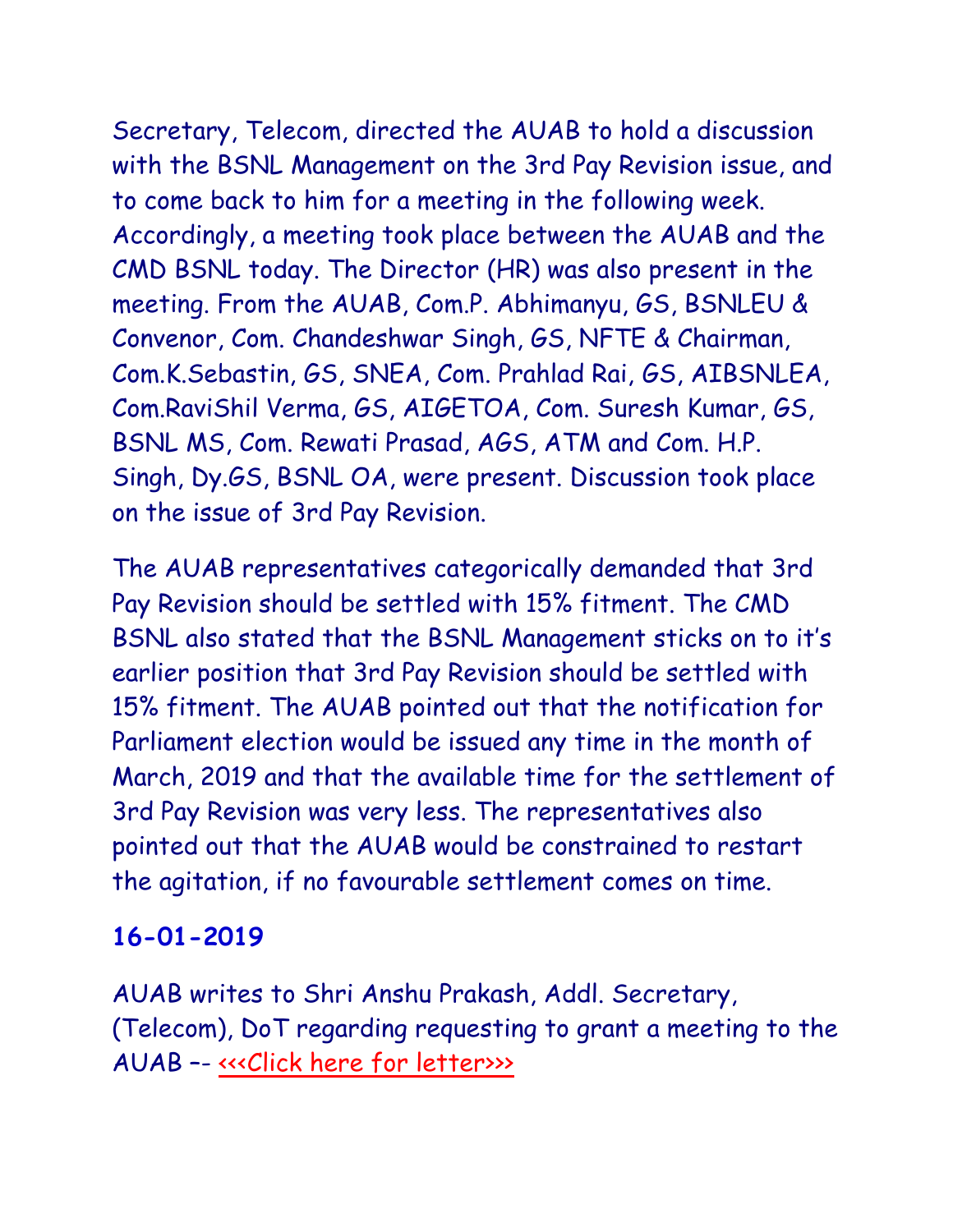Secretary, Telecom, directed the AUAB to hold a discussion with the BSNL Management on the 3rd Pay Revision issue, and to come back to him for a meeting in the following week. Accordingly, a meeting took place between the AUAB and the CMD BSNL today. The Director (HR) was also present in the meeting. From the AUAB, Com.P. Abhimanyu, GS, BSNLEU & Convenor, Com. Chandeshwar Singh, GS, NFTE & Chairman, Com.K.Sebastin, GS, SNEA, Com. Prahlad Rai, GS, AIBSNLEA, Com.RaviShil Verma, GS, AIGETOA, Com. Suresh Kumar, GS, BSNL MS, Com. Rewati Prasad, AGS, ATM and Com. H.P. Singh, Dy.GS, BSNL OA, were present. Discussion took place on the issue of 3rd Pay Revision.

The AUAB representatives categorically demanded that 3rd Pay Revision should be settled with 15% fitment. The CMD BSNL also stated that the BSNL Management sticks on to it's earlier position that 3rd Pay Revision should be settled with 15% fitment. The AUAB pointed out that the notification for Parliament election would be issued any time in the month of March, 2019 and that the available time for the settlement of 3rd Pay Revision was very less. The representatives also pointed out that the AUAB would be constrained to restart the agitation, if no favourable settlement comes on time.

**16-01-2019**

AUAB writes to Shri Anshu Prakash, Addl. Secretary, (Telecom), DoT regarding requesting to grant a meeting to the AUAB –- <<<Click here for letter>>>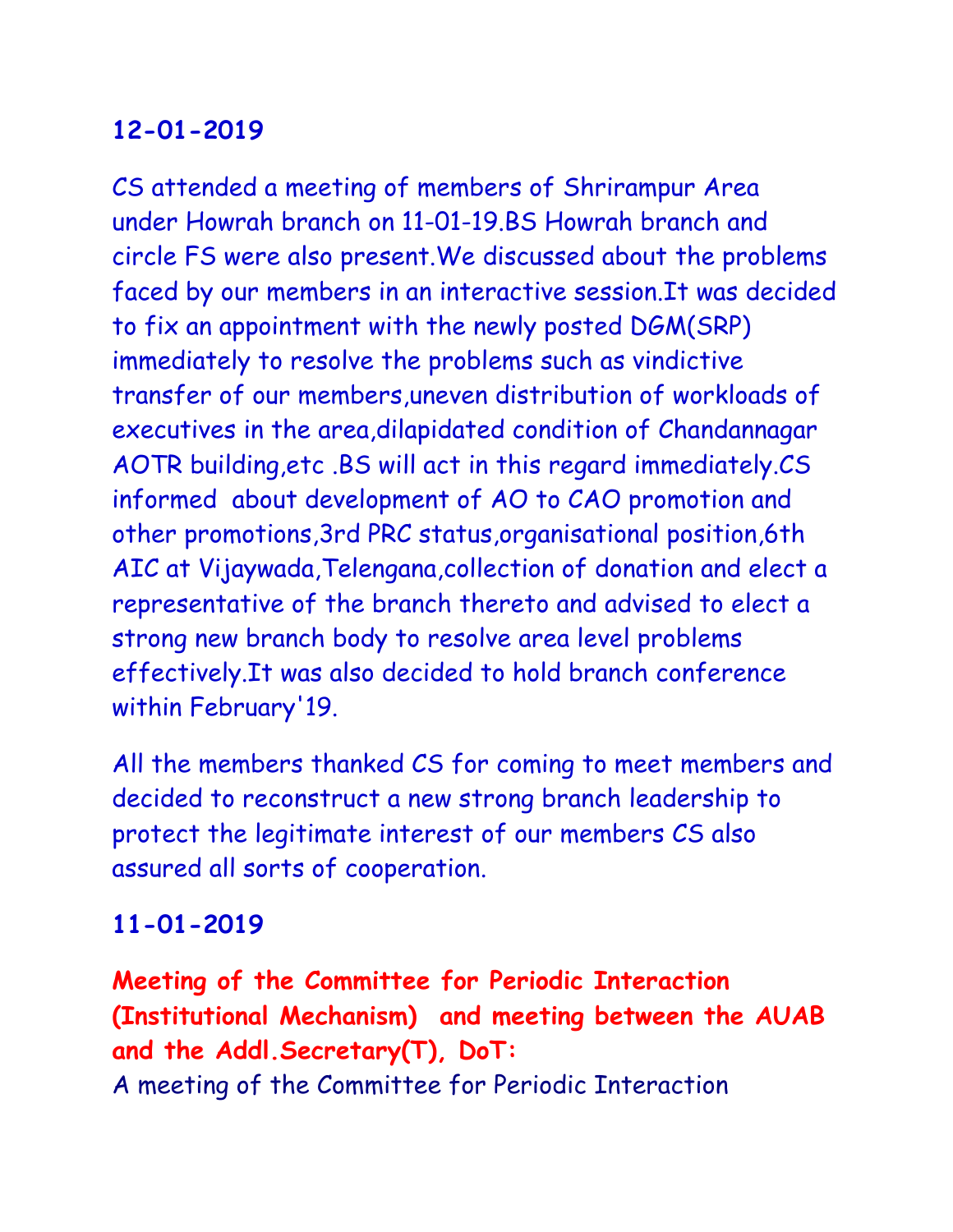## 12-01-2019

CS attended a meeting of members of Shrirampur Area under Howrah branch on 11-01-19.BS Howrah branch and circle FS were also present.We discussed about the problems faced by our members in an interactive session.It was decided to fix an appointment with the newly posted DGM(SRP) immediately to resolve the problems such as vindictive transfer of our members,uneven distribution of workloads of executives in the area,dilapidated condition of Chandannagar AOTR building,etc .BS will act in this regard immediately.CS informed about development of AO to CAO promotion and other promotions,3rd PRC status,organisational position,6th AIC at Vijaywada,Telengana,collection of donation and elect a representative of the branch thereto and advised to elect a strong new branch body to resolve area level problems effectively.It was also decided to hold branch conference within February'19.

All the members thanked CS for coming to meet members and decided to reconstruct a new strong branch leadership to protect the legitimate interest of our members CS also assured all sorts of cooperation.

## 11-01-2019

**Meeting of the Committee for Periodic Interaction (Institutional Mechanism) and meeting between the AUAB and the Addl.Secretary(T), DoT:**

A meeting of the Committee for Periodic Interaction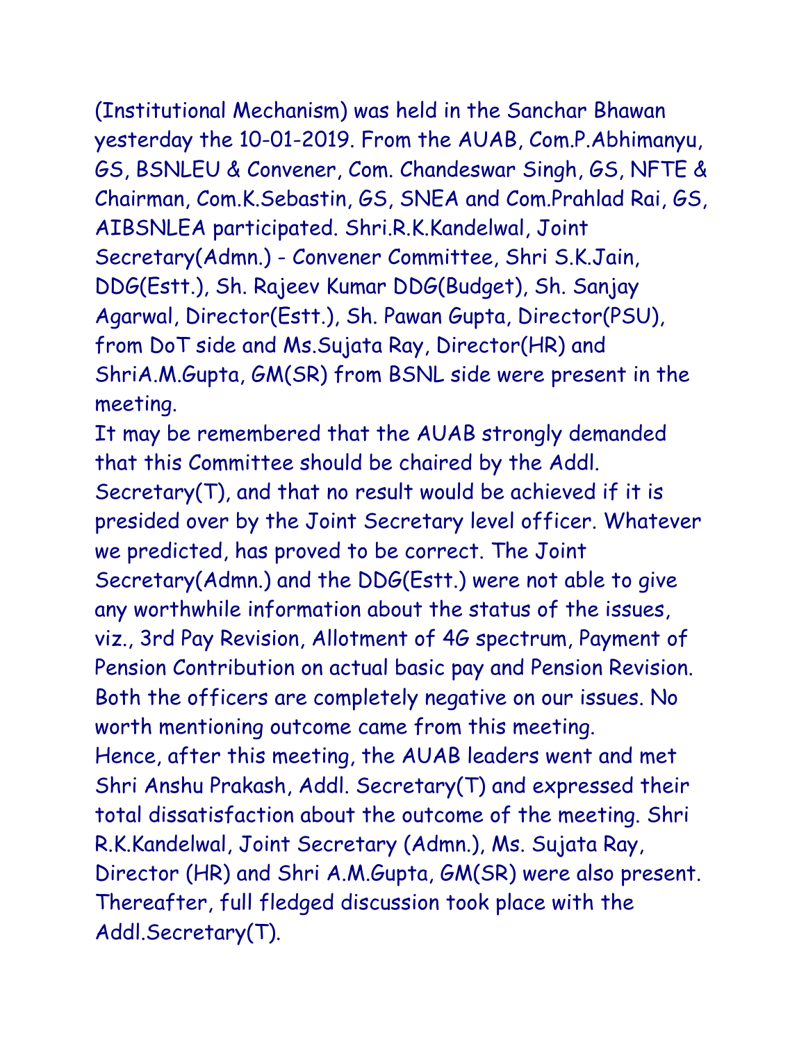(Institutional Mechanism) was held in the Sanchar Bhawan yesterday the 10-01-2019. From the AUAB, Com.P.Abhimanyu, GS, BSNLEU & Convener, Com. Chandeswar Singh, GS, NFTE & Chairman, Com.K.Sebastin, GS, SNEA and Com.Prahlad Rai, GS, AIBSNLEA participated. Shri.R.K.Kandelwal, Joint Secretary(Admn.) - Convener Committee, Shri S.K.Jain, DDG(Estt.), Sh. Rajeev Kumar DDG(Budget), Sh. Sanjay Agarwal, Director(Estt.), Sh. Pawan Gupta, Director(PSU), from DoT side and Ms.Sujata Ray, Director(HR) and ShriA.M.Gupta, GM(SR) from BSNL side were present in the meeting.

It may be remembered that the AUAB strongly demanded that this Committee should be chaired by the Addl. Secretary(T), and that no result would be achieved if it is presided over by the Joint Secretary level officer. Whatever we predicted, has proved to be correct. The Joint Secretary(Admn.) and the DDG(Estt.) were not able to give any worthwhile information about the status of the issues, viz., 3rd Pay Revision, Allotment of 4G spectrum, Payment of Pension Contribution on actual basic pay and Pension Revision. Both the officers are completely negative on our issues. No worth mentioning outcome came from this meeting.

Hence, after this meeting, the AUAB leaders went and met Shri Anshu Prakash, Addl. Secretary(T) and expressed their total dissatisfaction about the outcome of the meeting. Shri R.K.Kandelwal, Joint Secretary (Admn.), Ms. Sujata Ray, Director (HR) and Shri A.M.Gupta, GM(SR) were also present. Thereafter, full fledged discussion took place with the Addl.Secretary(T).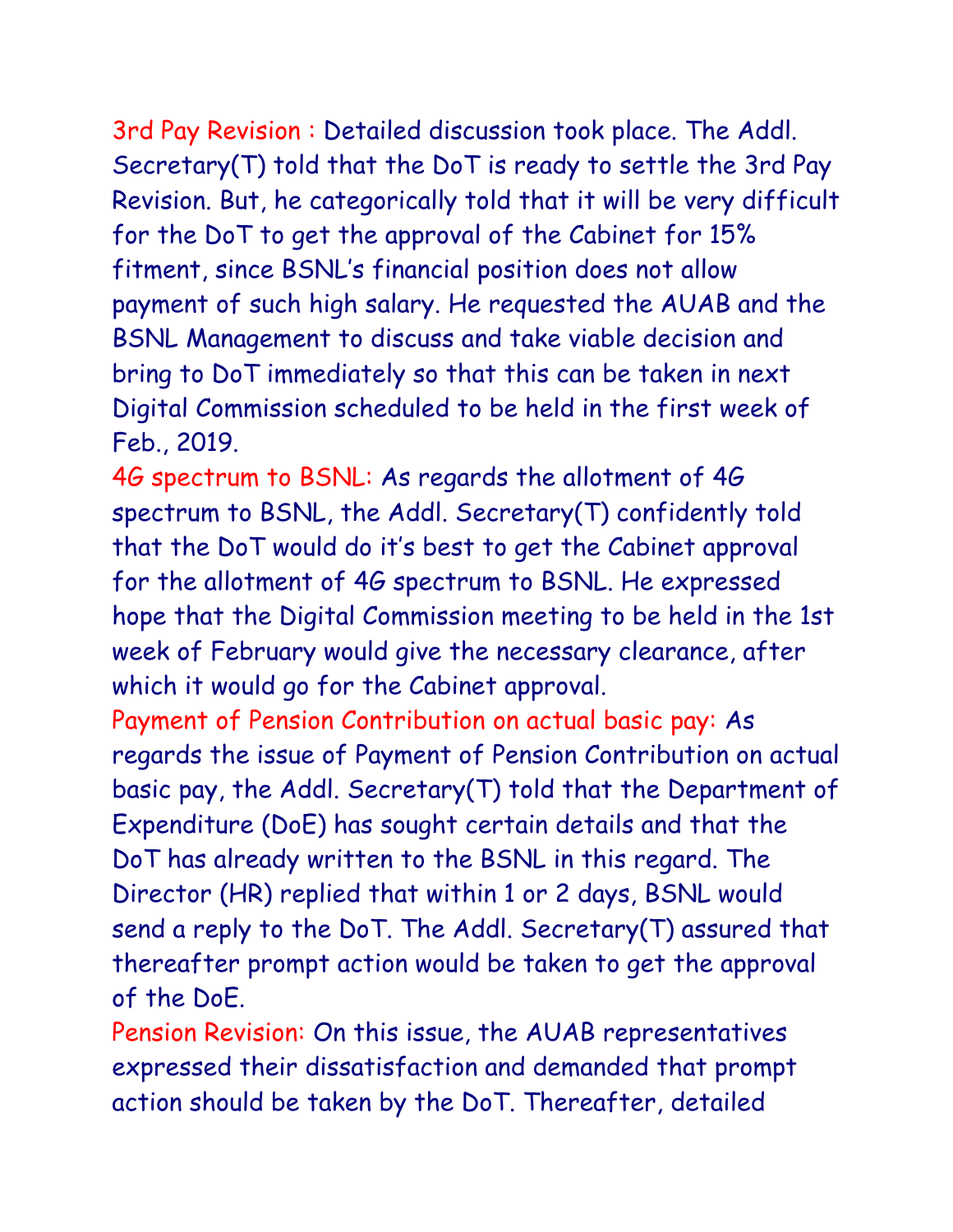**3rd Pay Revision :** Detailed discussion took place. The Addl. Secretary(T) told that the DoT is ready to settle the 3rd Pay Revision. But, he categorically told that it will be very difficult for the DoT to get the approval of the Cabinet for 15% fitment, since BSNL's financial position does not allow payment of such high salary. He requested the AUAB and the BSNL Management to discuss and take viable decision and bring to DoT immediately so that this can be taken in next Digital Commission scheduled to be held in the first week of Feb., 2019.

**4G spectrum to BSNL:** As regards the allotment of 4G spectrum to BSNL, the Addl. Secretary(T) confidently told that the DoT would do it's best to get the Cabinet approval for the allotment of 4G spectrum to BSNL. He expressed hope that the Digital Commission meeting to be held in the 1st week of February would give the necessary clearance, after which it would go for the Cabinet approval.

**Payment of Pension Contribution on actual basic pay:** As regards the issue of Payment of Pension Contribution on actual basic pay, the Addl. Secretary(T) told that the Department of Expenditure (DoE) has sought certain details and that the DoT has already written to the BSNL in this regard. The Director (HR) replied that within 1 or 2 days, BSNL would send a reply to the DoT. The Addl. Secretary(T) assured that thereafter prompt action would be taken to get the approval of the DoE.

**Pension Revision:** On this issue, the AUAB representatives expressed their dissatisfaction and demanded that prompt action should be taken by the DoT. Thereafter, detailed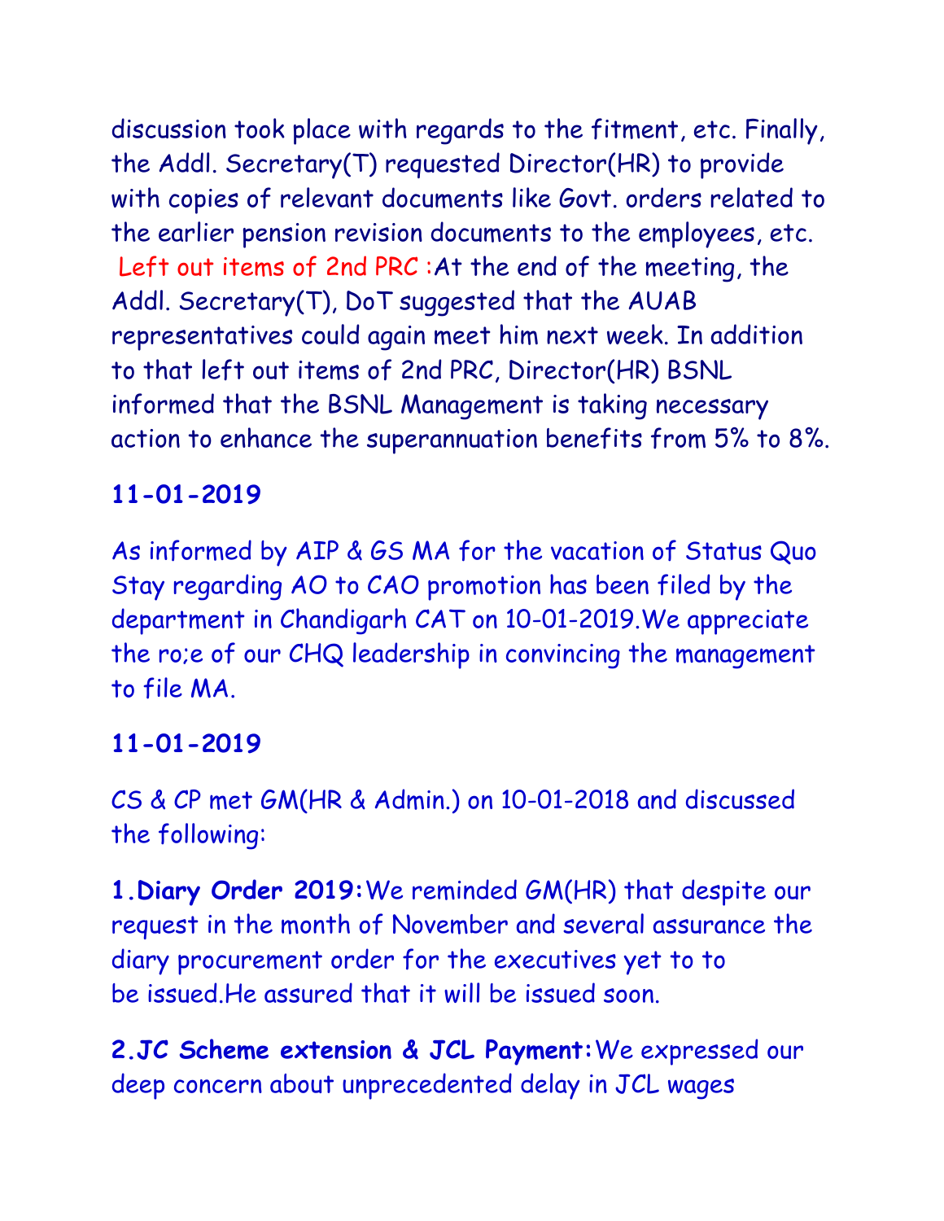discussion took place with regards to the fitment, etc. Finally, the Addl. Secretary(T) requested Director(HR) to provide with copies of relevant documents like Govt. orders related to the earlier pension revision documents to the employees, etc. Left out items of 2nd PRC :At the end of the meeting, the Addl. Secretary(T), DoT suggested that the AUAB representatives could again meet him next week. In addition to that left out items of 2nd PRC, Director(HR) BSNL informed that the BSNL Management is taking necessary action to enhance the superannuation benefits from 5% to 8%.

**11-01-2019**

As informed by AIP & GS MA for the vacation of Status Quo Stay regarding AO to CAO promotion has been filed by the department in Chandigarh CAT on 10-01-2019.We appreciate the ro;e of our CHQ leadership in convincing the management to file MA.

**11-01-2019**

CS & CP met GM(HR & Admin.) on 10-01-2018 and discussed the following:

**1.Diary Order 2019:**We reminded GM(HR) that despite our request in the month of November and several assurance the diary procurement order for the executives yet to to be issued.He assured that it will be issued soon.

**2.JC Scheme extension & JCL Payment:**We expressed our deep concern about unprecedented delay in JCL wages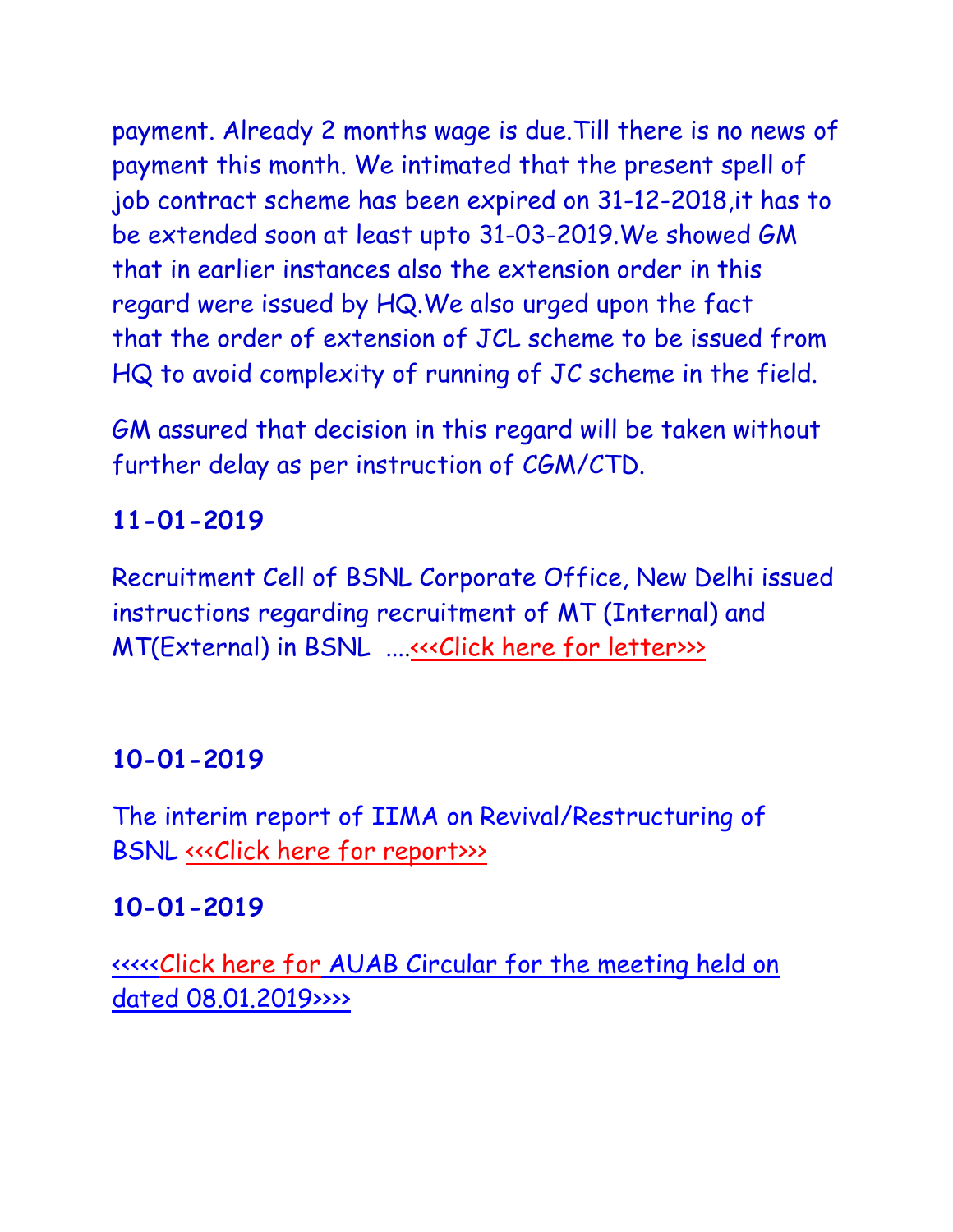payment. Already 2 months wage is due.Till there is no news of payment this month. We intimated that the present spell of job contract scheme has been expired on 31-12-2018,it has to be extended soon at least upto 31-03-2019.We showed GM that in earlier instances also the extension order in this regard were issued by HQ.We also urged upon the fact that the order of extension of JCL scheme to be issued from HQ to avoid complexity of running of JC scheme in the field.

GM assured that decision in this regard will be taken without further delay as per instruction of CGM/CTD.

**11-01-2019**

Recruitment Cell of BSNL Corporate Office, New Delhi issued instructions regarding recruitment of MT (Internal) and MT(External) in BSNL ....<<<Click here for letter>>>

**10-01-2019**

The interim report of IIMA on Revival/Restructuring of BSNL <<<Click here for report>>>

**10-01-2019**

<<<<<Click here for AUAB Circular for the meeting held on dated 08.01.2019>>>>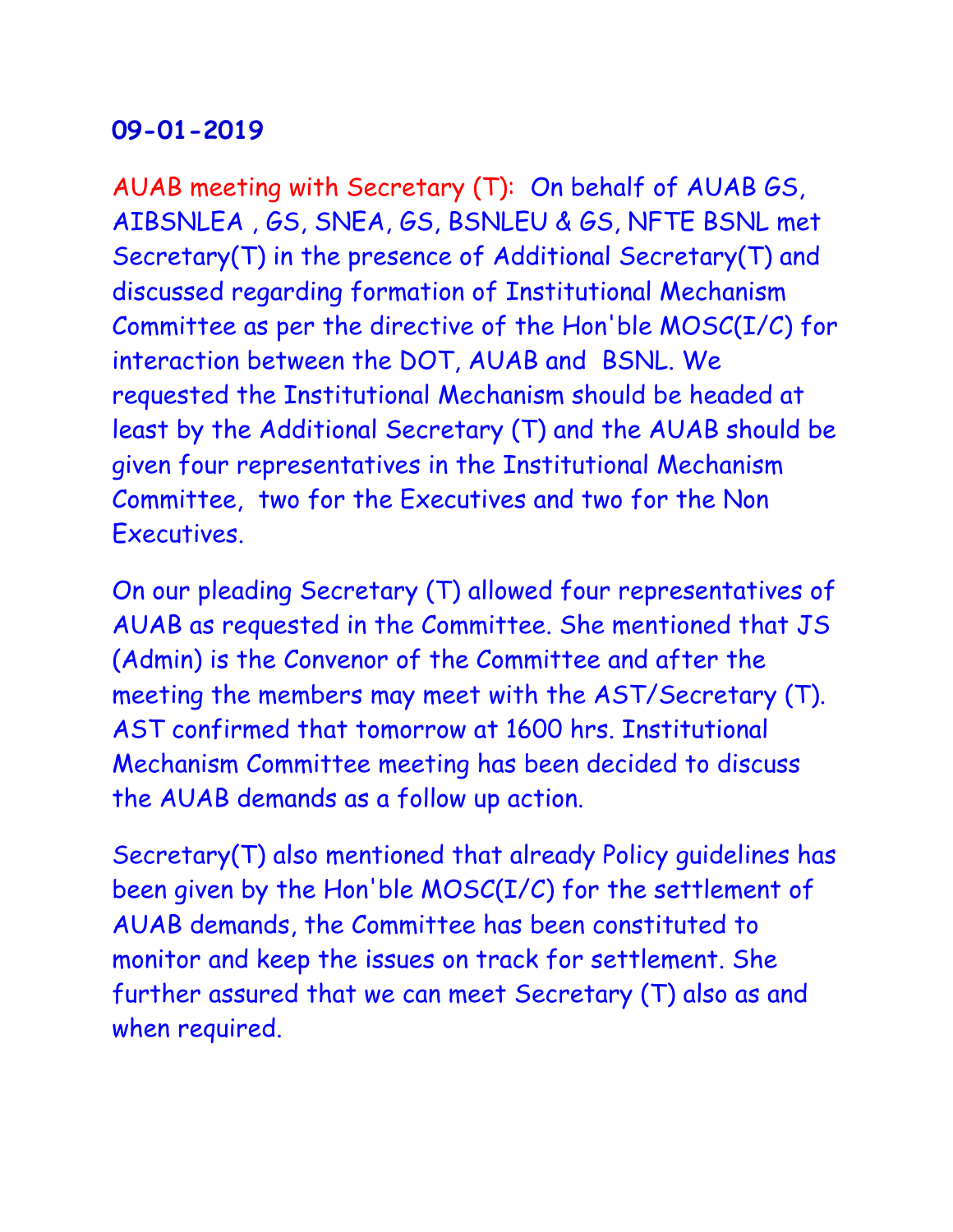**09-01-2019**

AUAB meeting with Secretary (T): On behalf of AUAB GS, AIBSNLEA , GS, SNEA, GS, BSNLEU & GS, NFTE BSNL met Secretary(T) in the presence of Additional Secretary(T) and discussed regarding formation of Institutional Mechanism Committee as per the directive of the Hon'ble MOSC(I/C) for interaction between the DOT, AUAB and BSNL. We requested the Institutional Mechanism should be headed at least by the Additional Secretary (T) and the AUAB should be given four representatives in the Institutional Mechanism Committee, two for the Executives and two for the Non Executives.

On our pleading Secretary (T) allowed four representatives of AUAB as requested in the Committee. She mentioned that JS (Admin) is the Convenor of the Committee and after the meeting the members may meet with the AST/Secretary (T). AST confirmed that tomorrow at 1600 hrs. Institutional Mechanism Committee meeting has been decided to discuss the AUAB demands as a follow up action.

Secretary(T) also mentioned that already Policy guidelines has been given by the Hon'ble MOSC(I/C) for the settlement of AUAB demands, the Committee has been constituted to monitor and keep the issues on track for settlement. She further assured that we can meet Secretary (T) also as and when required.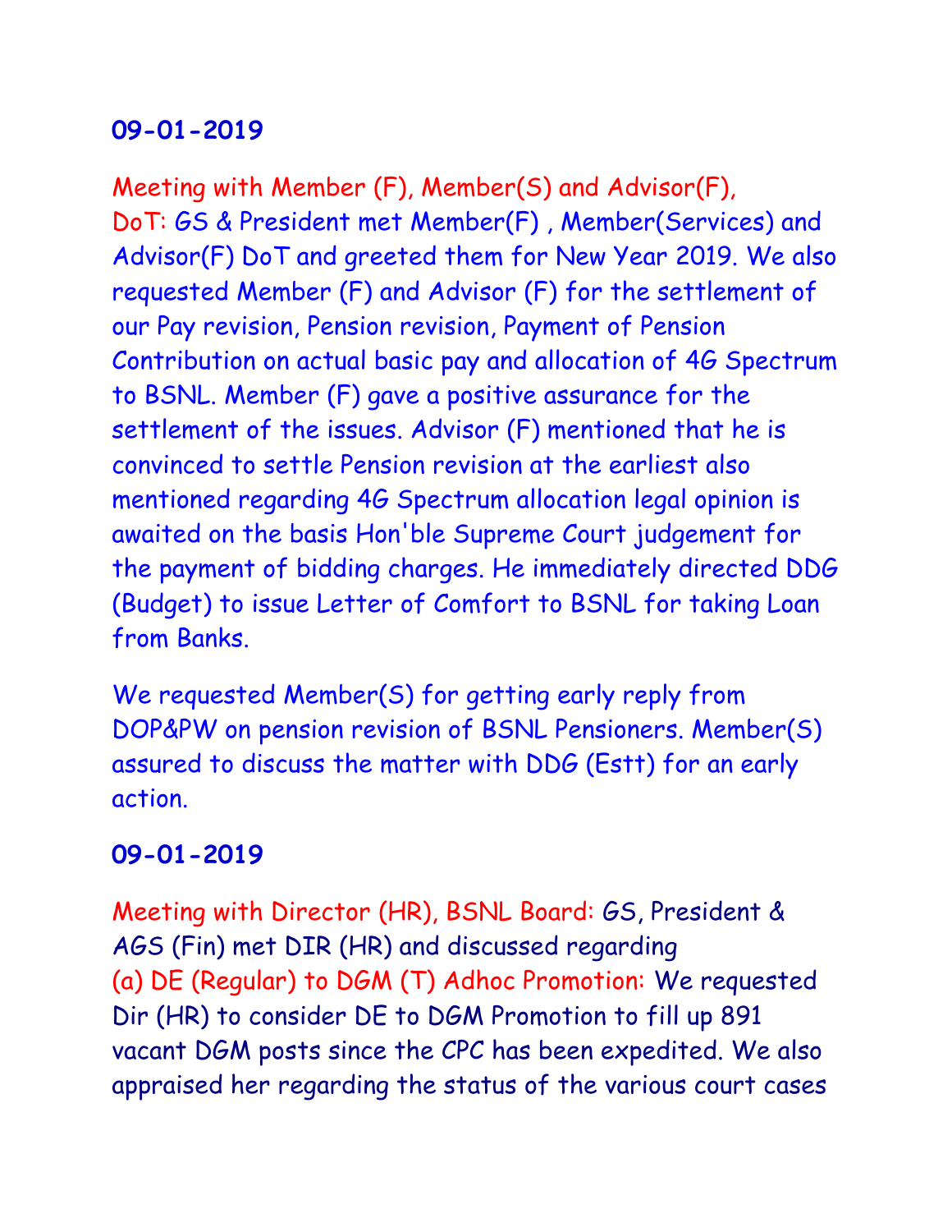**09-01-2019**

Meeting with Member (F), Member(S) and Advisor(F), DoT: GS & President met Member(F) , Member(Services) and Advisor(F) DoT and greeted them for New Year 2019. We also requested Member (F) and Advisor (F) for the settlement of our Pay revision, Pension revision, Payment of Pension Contribution on actual basic pay and allocation of 4G Spectrum to BSNL. Member (F) gave a positive assurance for the settlement of the issues. Advisor (F) mentioned that he is convinced to settle Pension revision at the earliest also mentioned regarding 4G Spectrum allocation legal opinion is awaited on the basis Hon'ble Supreme Court judgement for the payment of bidding charges. He immediately directed DDG (Budget) to issue Letter of Comfort to BSNL for taking Loan from Banks.

We requested Member(S) for getting early reply from DOP&PW on pension revision of BSNL Pensioners. Member(S) assured to discuss the matter with DDG (Estt) for an early action.

**09-01-2019**

Meeting with Director (HR), BSNL Board: GS, President & AGS (Fin) met DIR (HR) and discussed regarding
(a) DE (Regular) to DGM (T) Adhoc Promotion: We requested Dir (HR) to consider DE to DGM Promotion to fill up 891 vacant DGM posts since the CPC has been expedited. We also appraised her regarding the status of the various court cases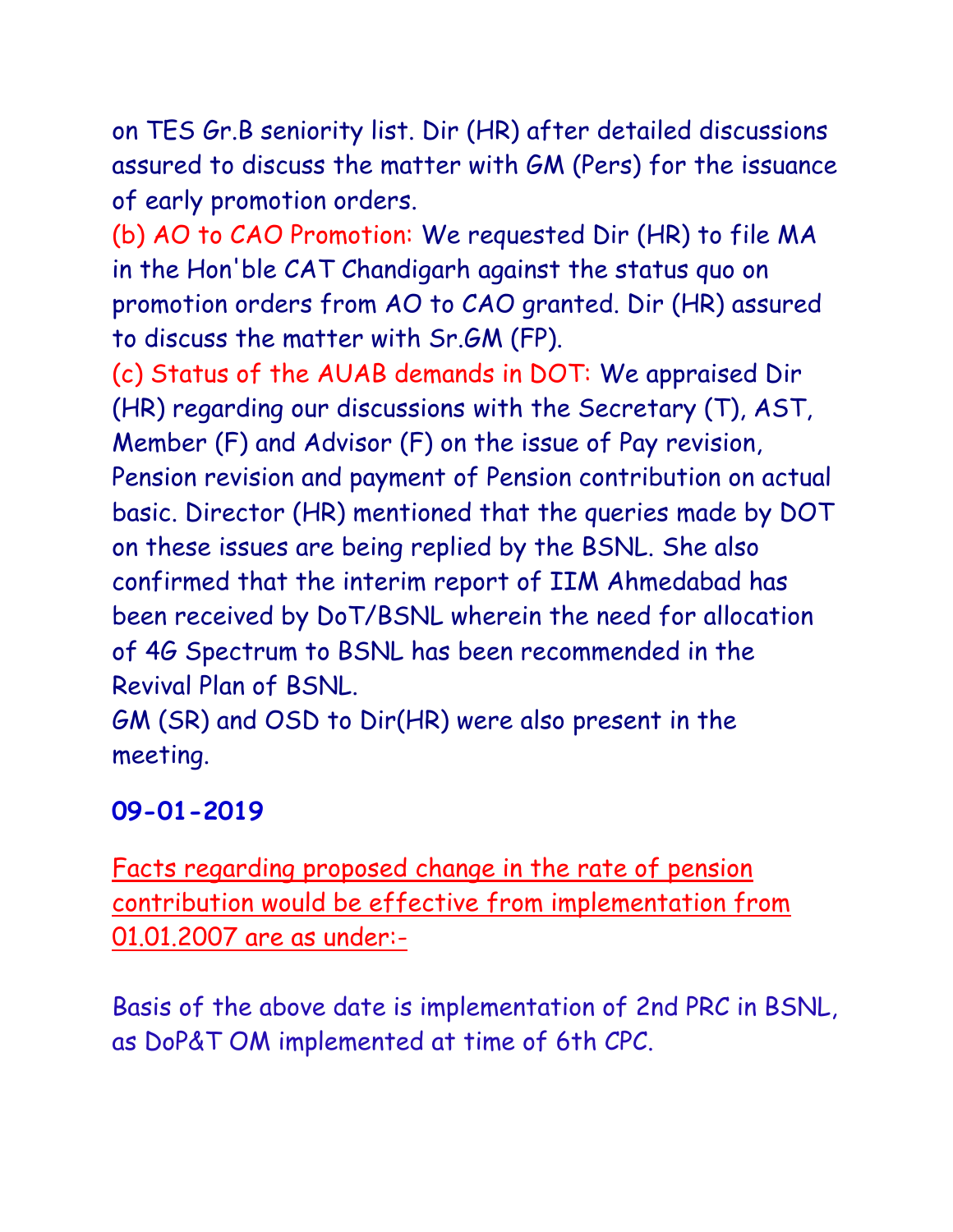on TES Gr.B seniority list. Dir (HR) after detailed discussions assured to discuss the matter with GM (Pers) for the issuance of early promotion orders.

(b) AO to CAO Promotion: We requested Dir (HR) to file MA in the Hon'ble CAT Chandigarh against the status quo on promotion orders from AO to CAO granted. Dir (HR) assured to discuss the matter with Sr.GM (FP).

(c) Status of the AUAB demands in DOT: We appraised Dir (HR) regarding our discussions with the Secretary (T), AST, Member (F) and Advisor (F) on the issue of Pay revision, Pension revision and payment of Pension contribution on actual basic. Director (HR) mentioned that the queries made by DOT on these issues are being replied by the BSNL. She also confirmed that the interim report of IIM Ahmedabad has been received by DoT/BSNL wherein the need for allocation of 4G Spectrum to BSNL has been recommended in the Revival Plan of BSNL.

GM (SR) and OSD to Dir(HR) were also present in the meeting.

**09-01-2019**

Facts regarding proposed change in the rate of pension contribution would be effective from implementation from 01.01.2007 are as under:-

Basis of the above date is implementation of 2nd PRC in BSNL, as DoP&T OM implemented at time of 6th CPC.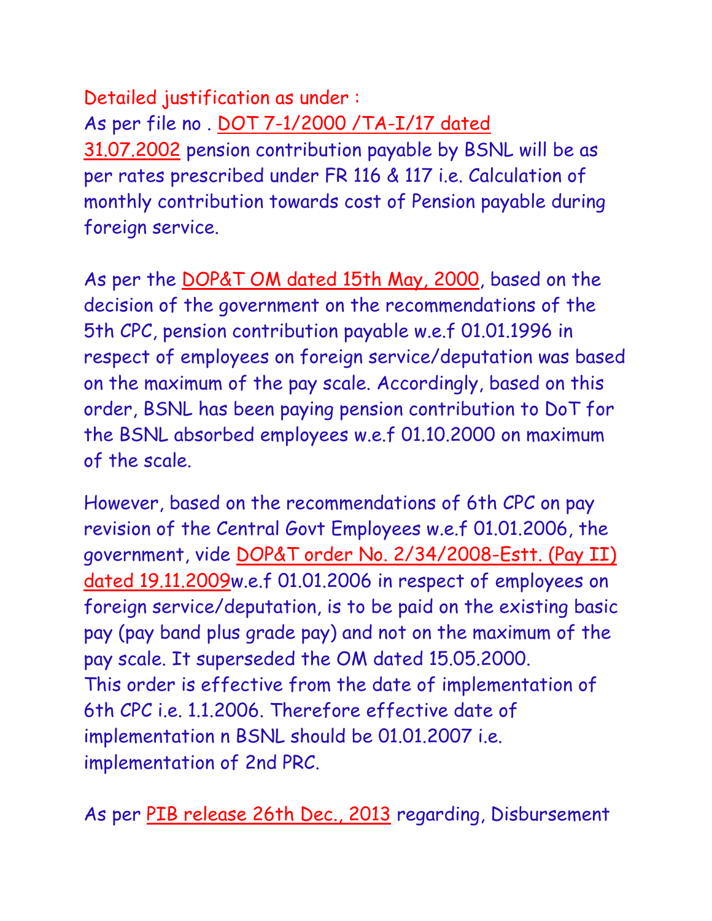Detailed justification as under :
As per file no . DOT 7-1/2000 /TA-I/17 dated 31.07.2002 pension contribution payable by BSNL will be as per rates prescribed under FR 116 & 117 i.e. Calculation of monthly contribution towards cost of Pension payable during foreign service.

As per the DOP&T OM dated 15th May, 2000, based on the decision of the government on the recommendations of the 5th CPC, pension contribution payable w.e.f 01.01.1996 in respect of employees on foreign service/deputation was based on the maximum of the pay scale. Accordingly, based on this order, BSNL has been paying pension contribution to DoT for the BSNL absorbed employees w.e.f 01.10.2000 on maximum of the scale.

However, based on the recommendations of 6th CPC on pay revision of the Central Govt Employees w.e.f 01.01.2006, the government, vide DOP&T order No. 2/34/2008-Estt. (Pay II) dated 19.11.2009w.e.f 01.01.2006 in respect of employees on foreign service/deputation, is to be paid on the existing basic pay (pay band plus grade pay) and not on the maximum of the pay scale. It superseded the OM dated 15.05.2000.
This order is effective from the date of implementation of 6th CPC i.e. 1.1.2006. Therefore effective date of implementation n BSNL should be 01.01.2007 i.e. implementation of 2nd PRC.

As per PIB release 26th Dec., 2013 regarding, Disbursement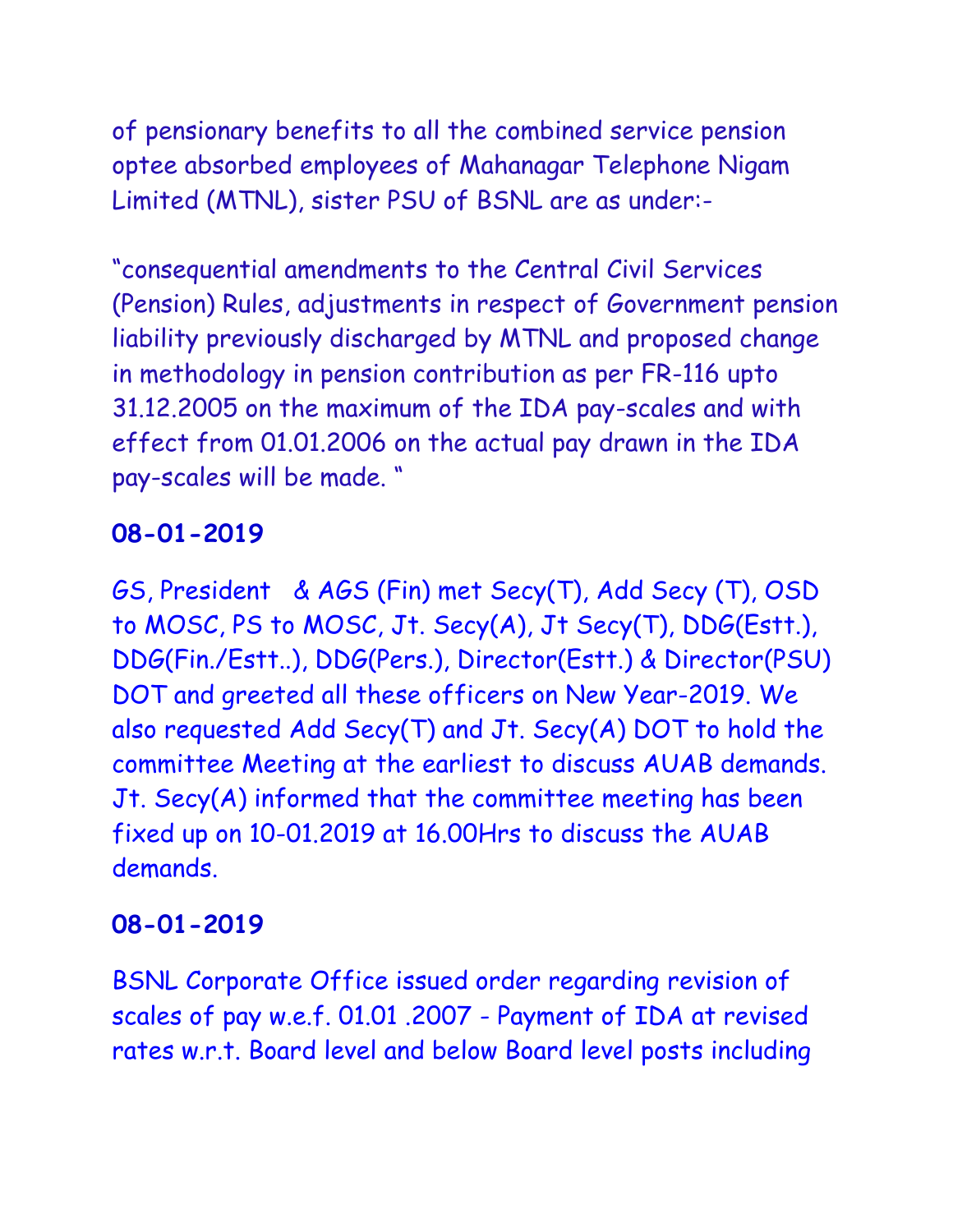of pensionary benefits to all the combined service pension optee absorbed employees of Mahanagar Telephone Nigam Limited (MTNL), sister PSU of BSNL are as under:-

"consequential amendments to the Central Civil Services (Pension) Rules, adjustments in respect of Government pension liability previously discharged by MTNL and proposed change in methodology in pension contribution as per FR-116 upto 31.12.2005 on the maximum of the IDA pay-scales and with effect from 01.01.2006 on the actual pay drawn in the IDA pay-scales will be made. "

**08-01-2019**

GS, President & AGS (Fin) met Secy(T), Add Secy (T), OSD to MOSC, PS to MOSC, Jt. Secy(A), Jt Secy(T), DDG(Estt.), DDG(Fin./Estt..), DDG(Pers.), Director(Estt.) & Director(PSU) DOT and greeted all these officers on New Year-2019. We also requested Add Secy(T) and Jt. Secy(A) DOT to hold the committee Meeting at the earliest to discuss AUAB demands. Jt. Secy(A) informed that the committee meeting has been fixed up on 10-01.2019 at 16.00Hrs to discuss the AUAB demands.

**08-01-2019**

BSNL Corporate Office issued order regarding revision of scales of pay w.e.f. 01.01 .2007 - Payment of IDA at revised rates w.r.t. Board level and below Board level posts including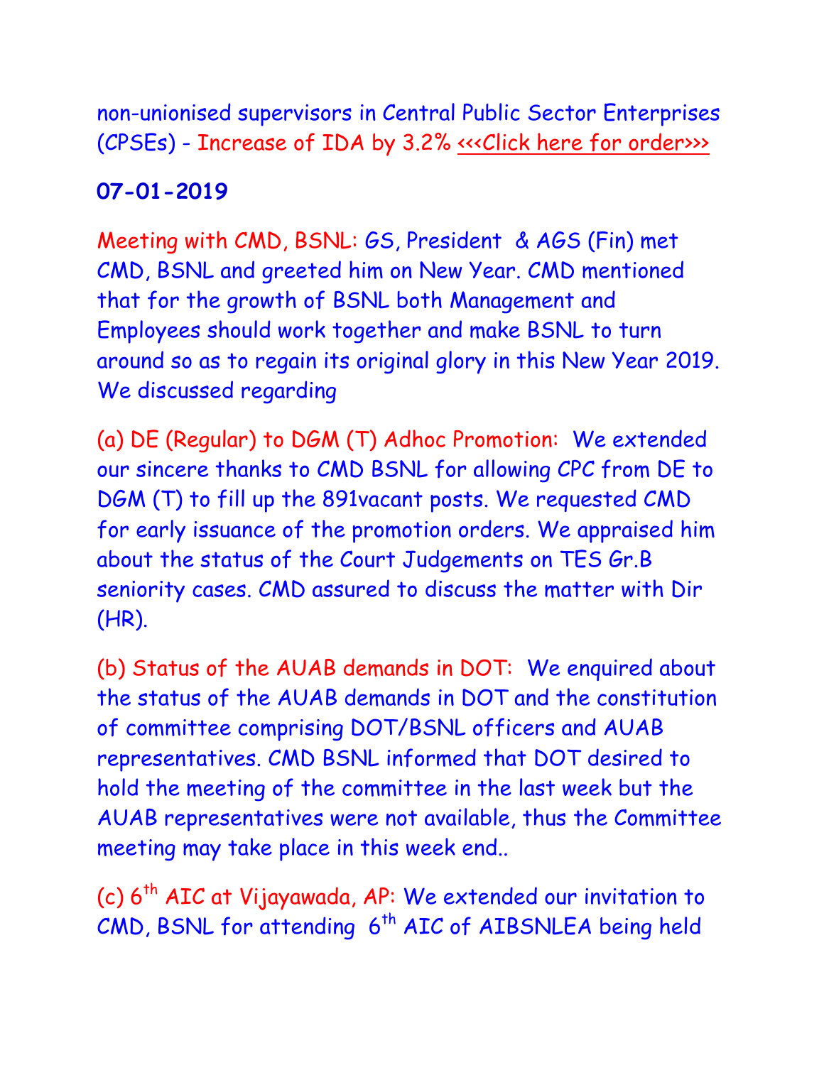non-unionised supervisors in Central Public Sector Enterprises (CPSEs) - Increase of IDA by 3.2% <<<Click here for order>>>

**07-01-2019**

Meeting with CMD, BSNL: GS, President & AGS (Fin) met CMD, BSNL and greeted him on New Year. CMD mentioned that for the growth of BSNL both Management and Employees should work together and make BSNL to turn around so as to regain its original glory in this New Year 2019. We discussed regarding

(a) DE (Regular) to DGM (T) Adhoc Promotion: We extended our sincere thanks to CMD BSNL for allowing CPC from DE to DGM (T) to fill up the 891vacant posts. We requested CMD for early issuance of the promotion orders. We appraised him about the status of the Court Judgements on TES Gr.B seniority cases. CMD assured to discuss the matter with Dir (HR).

(b) Status of the AUAB demands in DOT: We enquired about the status of the AUAB demands in DOT and the constitution of committee comprising DOT/BSNL officers and AUAB representatives. CMD BSNL informed that DOT desired to hold the meeting of the committee in the last week but the AUAB representatives were not available, thus the Committee meeting may take place in this week end..

(c) 6th AIC at Vijayawada, AP: We extended our invitation to CMD, BSNL for attending 6th AIC of AIBSNLEA being held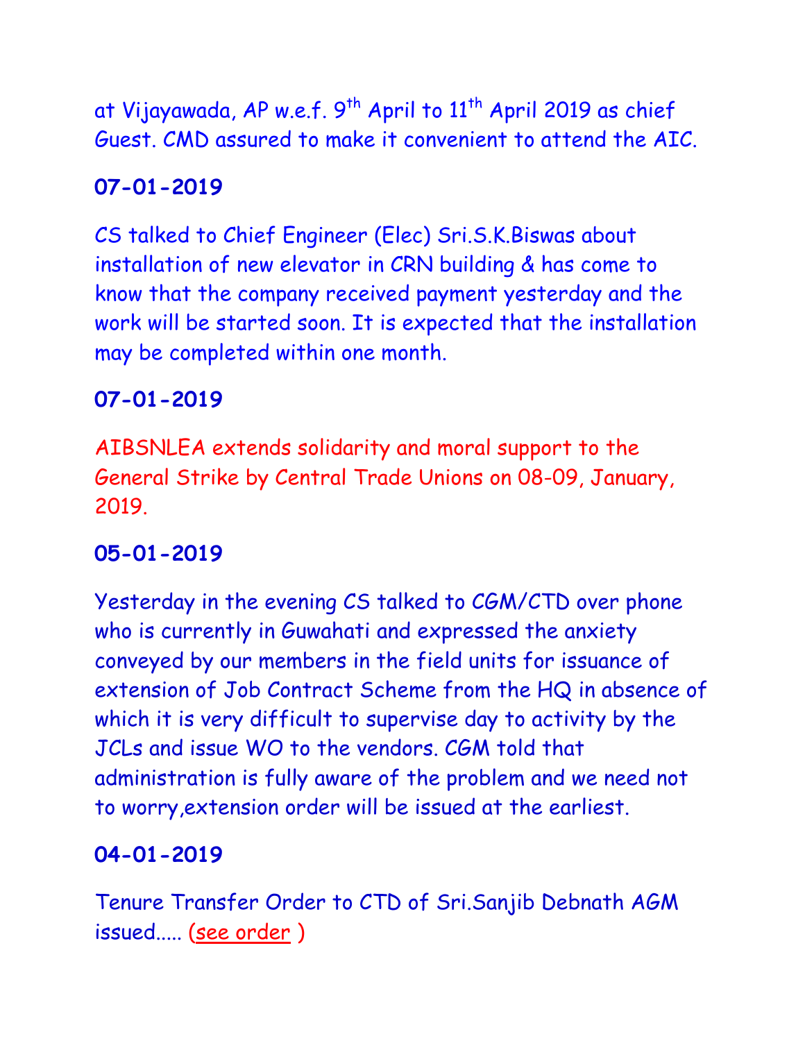at Vijayawada, AP w.e.f. 9th April to 11th April 2019 as chief Guest. CMD assured to make it convenient to attend the AIC.

**07-01-2019**

CS talked to Chief Engineer (Elec) Sri.S.K.Biswas about installation of new elevator in CRN building & has come to know that the company received payment yesterday and the work will be started soon. It is expected that the installation may be completed within one month.

**07-01-2019**

AIBSNLEA extends solidarity and moral support to the General Strike by Central Trade Unions on 08-09, January, 2019.

**05-01-2019**

Yesterday in the evening CS talked to CGM/CTD over phone who is currently in Guwahati and expressed the anxiety conveyed by our members in the field units for issuance of extension of Job Contract Scheme from the HQ in absence of which it is very difficult to supervise day to activity by the JCLs and issue WO to the vendors. CGM told that administration is fully aware of the problem and we need not to worry,extension order will be issued at the earliest.

**04-01-2019**

Tenure Transfer Order to CTD of Sri.Sanjib Debnath AGM issued..... (see order )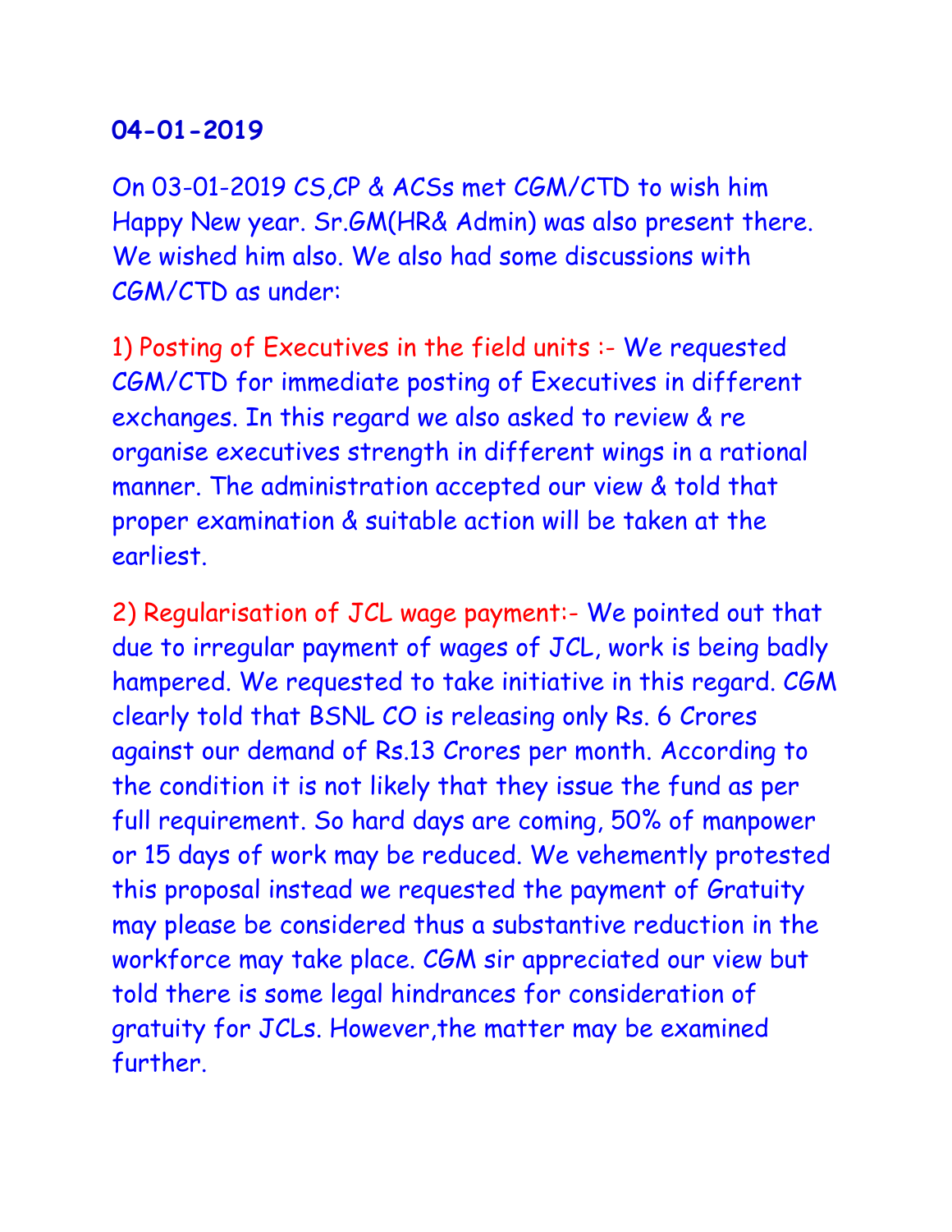**04-01-2019**

On 03-01-2019 CS,CP & ACSs met CGM/CTD to wish him Happy New year. Sr.GM(HR& Admin) was also present there. We wished him also. We also had some discussions with CGM/CTD as under:

1) Posting of Executives in the field units :- We requested CGM/CTD for immediate posting of Executives in different exchanges. In this regard we also asked to review & re organise executives strength in different wings in a rational manner. The administration accepted our view & told that proper examination & suitable action will be taken at the earliest.

2) Regularisation of JCL wage payment:- We pointed out that due to irregular payment of wages of JCL, work is being badly hampered. We requested to take initiative in this regard. CGM clearly told that BSNL CO is releasing only Rs. 6 Crores against our demand of Rs.13 Crores per month. According to the condition it is not likely that they issue the fund as per full requirement. So hard days are coming, 50% of manpower or 15 days of work may be reduced. We vehemently protested this proposal instead we requested the payment of Gratuity may please be considered thus a substantive reduction in the workforce may take place. CGM sir appreciated our view but told there is some legal hindrances for consideration of gratuity for JCLs. However,the matter may be examined further.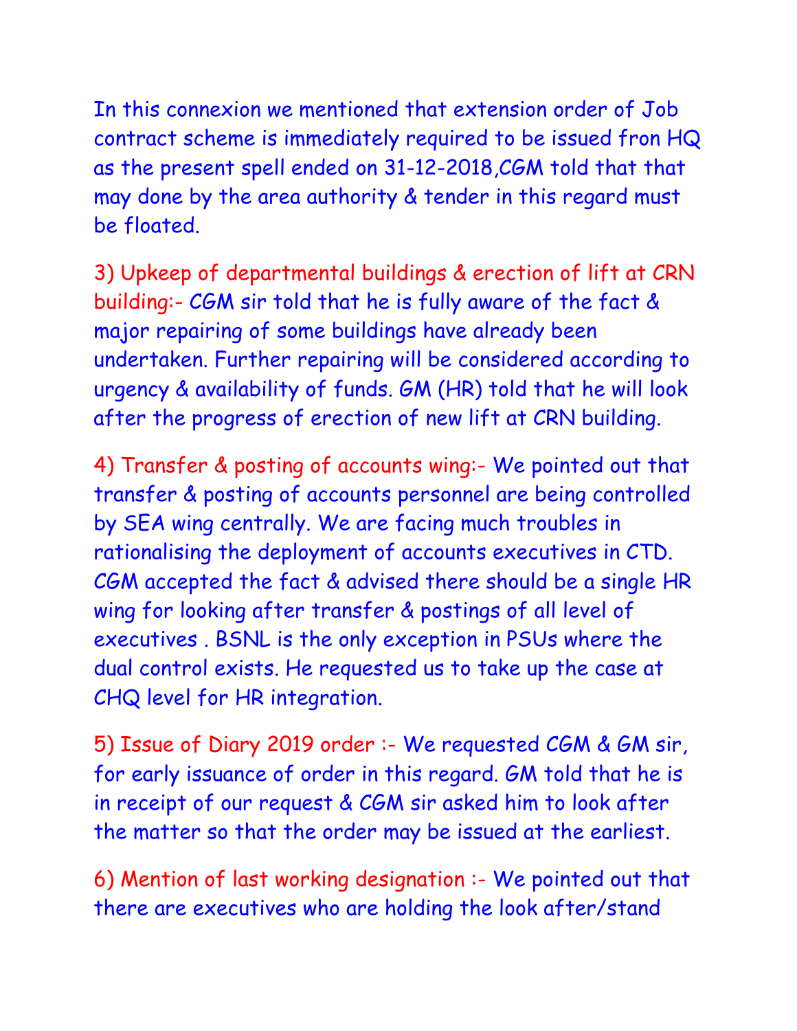In this connexion we mentioned that extension order of Job contract scheme is immediately required to be issued fron HQ as the present spell ended on 31-12-2018,CGM told that that may done by the area authority & tender in this regard must be floated.

3) Upkeep of departmental buildings & erection of lift at CRN building:- CGM sir told that he is fully aware of the fact & major repairing of some buildings have already been undertaken. Further repairing will be considered according to urgency & availability of funds. GM (HR) told that he will look after the progress of erection of new lift at CRN building.

4) Transfer & posting of accounts wing:- We pointed out that transfer & posting of accounts personnel are being controlled by SEA wing centrally. We are facing much troubles in rationalising the deployment of accounts executives in CTD. CGM accepted the fact & advised there should be a single HR wing for looking after transfer & postings of all level of executives . BSNL is the only exception in PSUs where the dual control exists. He requested us to take up the case at CHQ level for HR integration.

5) Issue of Diary 2019 order :- We requested CGM & GM sir, for early issuance of order in this regard. GM told that he is in receipt of our request & CGM sir asked him to look after the matter so that the order may be issued at the earliest.

6) Mention of last working designation :- We pointed out that there are executives who are holding the look after/stand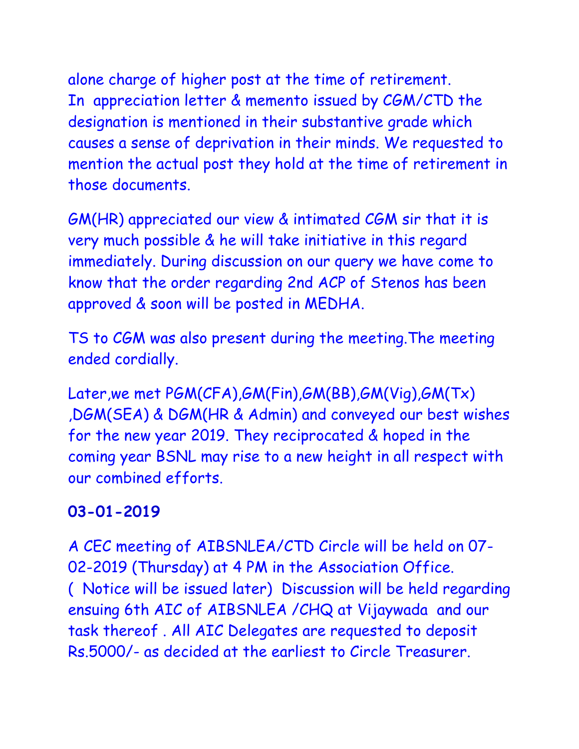alone charge of higher post at the time of retirement.
In appreciation letter & memento issued by CGM/CTD the designation is mentioned in their substantive grade which causes a sense of deprivation in their minds. We requested to mention the actual post they hold at the time of retirement in those documents.

GM(HR) appreciated our view & intimated CGM sir that it is very much possible & he will take initiative in this regard immediately. During discussion on our query we have come to know that the order regarding 2nd ACP of Stenos has been approved & soon will be posted in MEDHA.

TS to CGM was also present during the meeting.The meeting ended cordially.

Later,we met PGM(CFA),GM(Fin),GM(BB),GM(Vig),GM(Tx) ,DGM(SEA) & DGM(HR & Admin) and conveyed our best wishes for the new year 2019. They reciprocated & hoped in the coming year BSNL may rise to a new height in all respect with our combined efforts.

**03-01-2019**

A CEC meeting of AIBSNLEA/CTD Circle will be held on 07-02-2019 (Thursday) at 4 PM in the Association Office. ( Notice will be issued later) Discussion will be held regarding ensuing 6th AIC of AIBSNLEA /CHQ at Vijaywada and our task thereof . All AIC Delegates are requested to deposit Rs.5000/- as decided at the earliest to Circle Treasurer.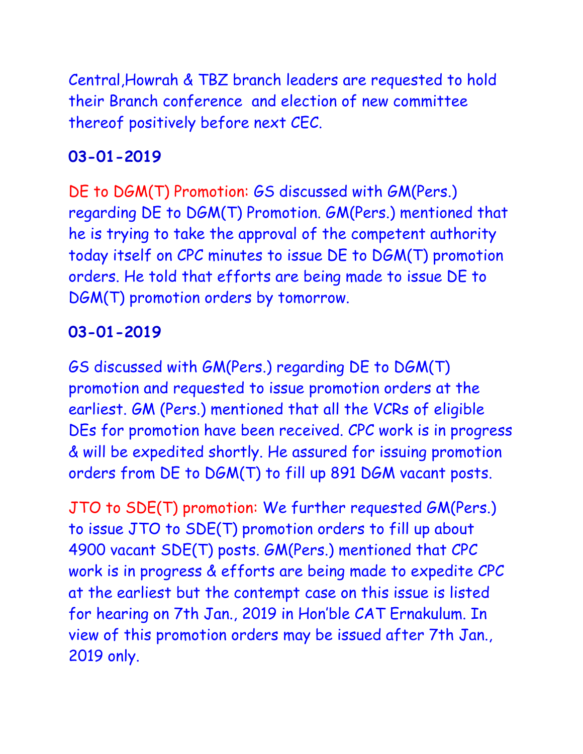Central,Howrah & TBZ branch leaders are requested to hold their Branch conference and election of new committee thereof positively before next CEC.

**03-01-2019**

DE to DGM(T) Promotion: GS discussed with GM(Pers.) regarding DE to DGM(T) Promotion. GM(Pers.) mentioned that he is trying to take the approval of the competent authority today itself on CPC minutes to issue DE to DGM(T) promotion orders. He told that efforts are being made to issue DE to DGM(T) promotion orders by tomorrow.

**03-01-2019**

GS discussed with GM(Pers.) regarding DE to DGM(T) promotion and requested to issue promotion orders at the earliest. GM (Pers.) mentioned that all the VCRs of eligible DEs for promotion have been received. CPC work is in progress & will be expedited shortly. He assured for issuing promotion orders from DE to DGM(T) to fill up 891 DGM vacant posts.

JTO to SDE(T) promotion: We further requested GM(Pers.) to issue JTO to SDE(T) promotion orders to fill up about 4900 vacant SDE(T) posts. GM(Pers.) mentioned that CPC work is in progress & efforts are being made to expedite CPC at the earliest but the contempt case on this issue is listed for hearing on 7th Jan., 2019 in Hon'ble CAT Ernakulum. In view of this promotion orders may be issued after 7th Jan., 2019 only.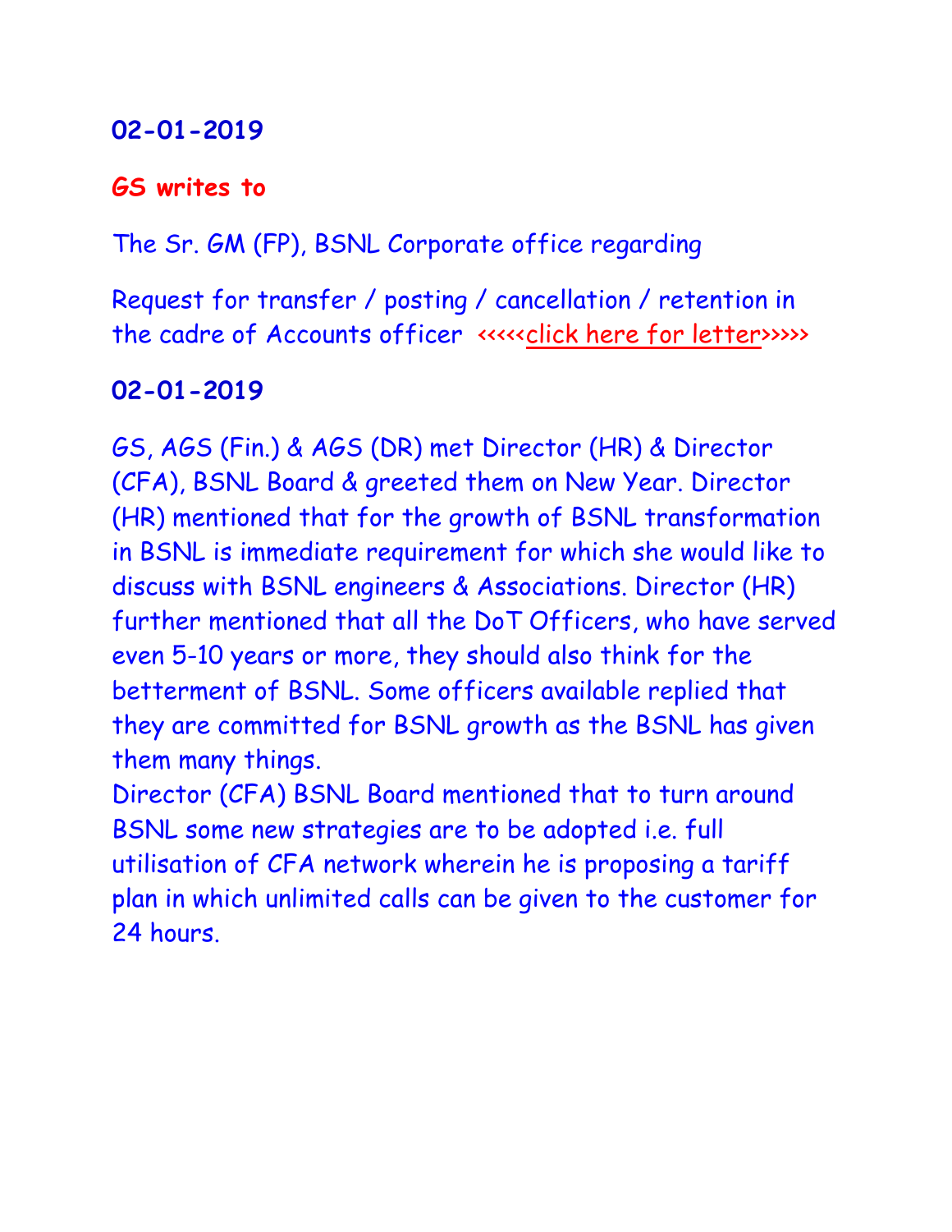**02-01-2019**

**GS writes to**

The Sr. GM (FP), BSNL Corporate office regarding

Request for transfer / posting / cancellation / retention in the cadre of Accounts officer <<<<<click here for letter>>>>>

**02-01-2019**

GS, AGS (Fin.) & AGS (DR) met Director (HR) & Director (CFA), BSNL Board & greeted them on New Year. Director (HR) mentioned that for the growth of BSNL transformation in BSNL is immediate requirement for which she would like to discuss with BSNL engineers & Associations. Director (HR) further mentioned that all the DoT Officers, who have served even 5-10 years or more, they should also think for the betterment of BSNL. Some officers available replied that they are committed for BSNL growth as the BSNL has given them many things.
Director (CFA) BSNL Board mentioned that to turn around BSNL some new strategies are to be adopted i.e. full utilisation of CFA network wherein he is proposing a tariff plan in which unlimited calls can be given to the customer for 24 hours.